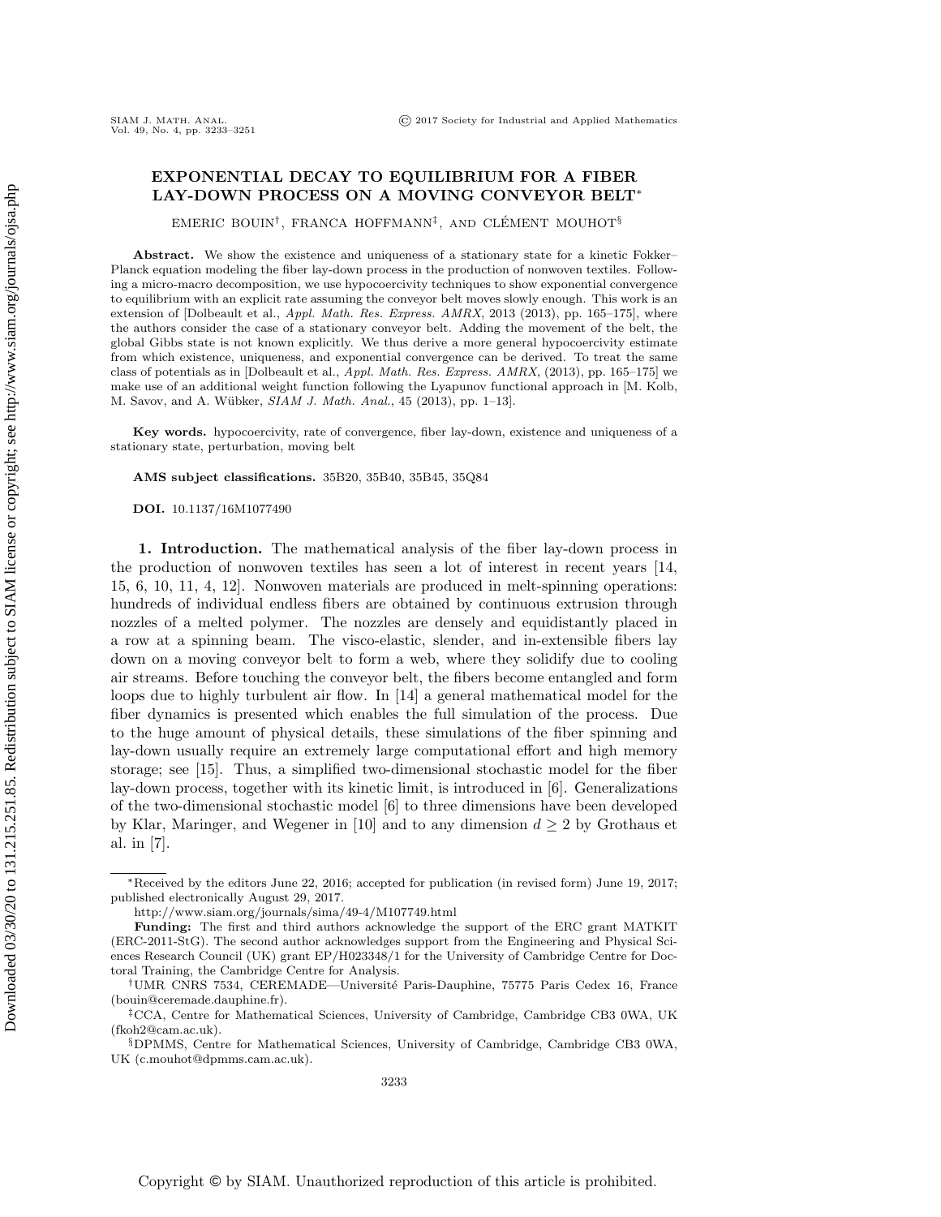# EXPONENTIAL DECAY TO EQUILIBRIUM FOR A FIBER LAY-DOWN PROCESS ON A MOVING CONVEYOR BELT*

EMERIC BOUIN[†], FRANCA HOFFMANN[‡], AND CLÉMENT MOUHOT[§]

**Abstract.** We show the existence and uniqueness of a stationary state for a kinetic Fokker–Planck equation modeling the fiber lay-down process in the production of nonwoven textiles. Following a micro-macro decomposition, we use hypocoercivity techniques to show exponential convergence to equilibrium with an explicit rate assuming the conveyor belt moves slowly enough. This work is an extension of [Dolbeault et al., *Appl. Math. Res. Express. AMRX*, 2013 (2013), pp. 165–175], where the authors consider the case of a stationary conveyor belt. Adding the movement of the belt, the global Gibbs state is not known explicitly. We thus derive a more general hypocoercivity estimate from which existence, uniqueness, and exponential convergence can be derived. To treat the same class of potentials as in [Dolbeault et al., *Appl. Math. Res. Express. AMRX*, (2013), pp. 165–175] we make use of an additional weight function following the Lyapunov functional approach in [M. Kolb, M. Savov, and A. Wübker, *SIAM J. Math. Anal.*, 45 (2013), pp. 1–13].

**Key words.** hypocoercivity, rate of convergence, fiber lay-down, existence and uniqueness of a stationary state, perturbation, moving belt

**AMS subject classifications.** 35B20, 35B40, 35B45, 35Q84

**DOI.** 10.1137/16M1077490

## 1. Introduction.

The mathematical analysis of the fiber lay-down process in the production of nonwoven textiles has seen a lot of interest in recent years [14, 15, 6, 10, 11, 4, 12]. Nonwoven materials are produced in melt-spinning operations: hundreds of individual endless fibers are obtained by continuous extrusion through nozzles of a melted polymer. The nozzles are densely and equidistantly placed in a row at a spinning beam. The visco-elastic, slender, and in-extensible fibers lay down on a moving conveyor belt to form a web, where they solidify due to cooling air streams. Before touching the conveyor belt, the fibers become entangled and form loops due to highly turbulent air flow. In [14] a general mathematical model for the fiber dynamics is presented which enables the full simulation of the process. Due to the huge amount of physical details, these simulations of the fiber spinning and lay-down usually require an extremely large computational effort and high memory storage; see [15]. Thus, a simplified two-dimensional stochastic model for the fiber lay-down process, together with its kinetic limit, is introduced in [6]. Generalizations of the two-dimensional stochastic model [6] to three dimensions have been developed by Klar, Maringer, and Wegener in [10] and to any dimension $d \geq 2$ by Grothaus et al. in [7].

---

*Received by the editors June 22, 2016; accepted for publication (in revised form) June 19, 2017; published electronically August 29, 2017.

http://www.siam.org/journals/sima/49-4/M107749.html

**Funding:** The first and third authors acknowledge the support of the ERC grant MATKIT (ERC-2011-StG). The second author acknowledges support from the Engineering and Physical Sciences Research Council (UK) grant EP/H023348/1 for the University of Cambridge Centre for Doctoral Training, the Cambridge Centre for Analysis.

†UMR CNRS 7534, CEREMADE—Université Paris-Dauphine, 75775 Paris Cedex 16, France (bouin@ceremade.dauphine.fr).

‡CCA, Centre for Mathematical Sciences, University of Cambridge, Cambridge CB3 0WA, UK (fkoh2@cam.ac.uk).

§DPMMS, Centre for Mathematical Sciences, University of Cambridge, Cambridge CB3 0WA, UK (c.mouhot@dpmms.cam.ac.uk).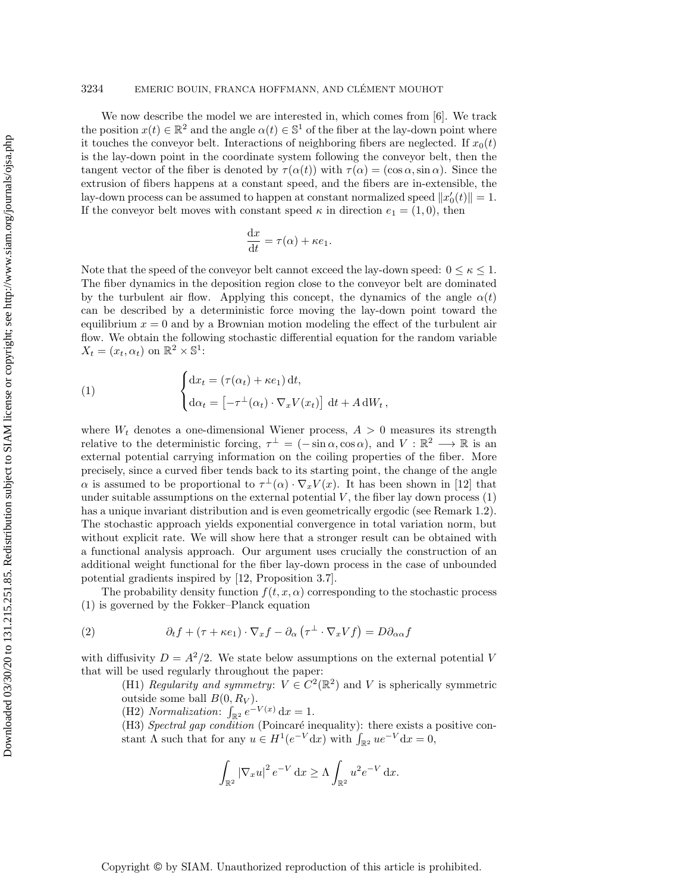We now describe the model we are interested in, which comes from [6]. We track the position $x(t) \in \mathbb{R}^2$ and the angle $\alpha(t) \in \mathbb{S}^1$ of the fiber at the lay-down point where it touches the conveyor belt. Interactions of neighboring fibers are neglected. If $x_0(t)$ is the lay-down point in the coordinate system following the conveyor belt, then the tangent vector of the fiber is denoted by $\tau(\alpha(t))$ with $\tau(\alpha) = (\cos\alpha, \sin\alpha)$. Since the extrusion of fibers happens at a constant speed, and the fibers are in-extensible, the lay-down process can be assumed to happen at constant normalized speed $\|x_0'(t)\| = 1$. If the conveyor belt moves with constant speed $\kappa$ in direction $e_1 = (1, 0)$, then

$$\frac{\mathrm{d}x}{\mathrm{d}t} = \tau(\alpha) + \kappa e_1.$$

Note that the speed of the conveyor belt cannot exceed the lay-down speed: $0 \leq \kappa \leq 1$. The fiber dynamics in the deposition region close to the conveyor belt are dominated by the turbulent air flow. Applying this concept, the dynamics of the angle $\alpha(t)$ can be described by a deterministic force moving the lay-down point toward the equilibrium $x = 0$ and by a Brownian motion modeling the effect of the turbulent air flow. We obtain the following stochastic differential equation for the random variable $X_t = (x_t, \alpha_t)$ on $\mathbb{R}^2 \times \mathbb{S}^1$:

$$\begin{cases} \mathrm{d}x_t = (\tau(\alpha_t) + \kappa e_1)\,\mathrm{d}t, \\ \mathrm{d}\alpha_t = \left[-\tau^\perp(\alpha_t) \cdot \nabla_x V(x_t)\right]\,\mathrm{d}t + A\,\mathrm{d}W_t, \end{cases} \tag{1}$$

where $W_t$ denotes a one-dimensional Wiener process, $A > 0$ measures its strength relative to the deterministic forcing, $\tau^\perp = (-\sin\alpha, \cos\alpha)$, and $V : \mathbb{R}^2 \longrightarrow \mathbb{R}$ is an external potential carrying information on the coiling properties of the fiber. More precisely, since a curved fiber tends back to its starting point, the change of the angle $\alpha$ is assumed to be proportional to $\tau^\perp(\alpha) \cdot \nabla_x V(x)$. It has been shown in [12] that under suitable assumptions on the external potential $V$, the fiber lay down process (1) has a unique invariant distribution and is even geometrically ergodic (see Remark 1.2). The stochastic approach yields exponential convergence in total variation norm, but without explicit rate. We will show here that a stronger result can be obtained with a functional analysis approach. Our argument uses crucially the construction of an additional weight functional for the fiber lay-down process in the case of unbounded potential gradients inspired by [12, Proposition 3.7].

The probability density function $f(t, x, \alpha)$ corresponding to the stochastic process (1) is governed by the Fokker–Planck equation

$$\partial_t f + (\tau + \kappa e_1) \cdot \nabla_x f - \partial_\alpha \left(\tau^\perp \cdot \nabla_x V f\right) = D \partial_{\alpha\alpha} f \tag{2}$$

with diffusivity $D = A^2/2$. We state below assumptions on the external potential $V$ that will be used regularly throughout the paper:

(H1) *Regularity and symmetry*: $V \in C^2(\mathbb{R}^2)$ and $V$ is spherically symmetric outside some ball $B(0, R_V)$.

(H2) *Normalization*: $\int_{\mathbb{R}^2} e^{-V(x)}\,\mathrm{d}x = 1$.

(H3) *Spectral gap condition* (Poincaré inequality): there exists a positive constant $\Lambda$ such that for any $u \in H^1(e^{-V}\mathrm{d}x)$ with $\int_{\mathbb{R}^2} u e^{-V}\,\mathrm{d}x = 0$,

$$\int_{\mathbb{R}^2} |\nabla_x u|^2 e^{-V}\,\mathrm{d}x \geq \Lambda \int_{\mathbb{R}^2} u^2 e^{-V}\,\mathrm{d}x.$$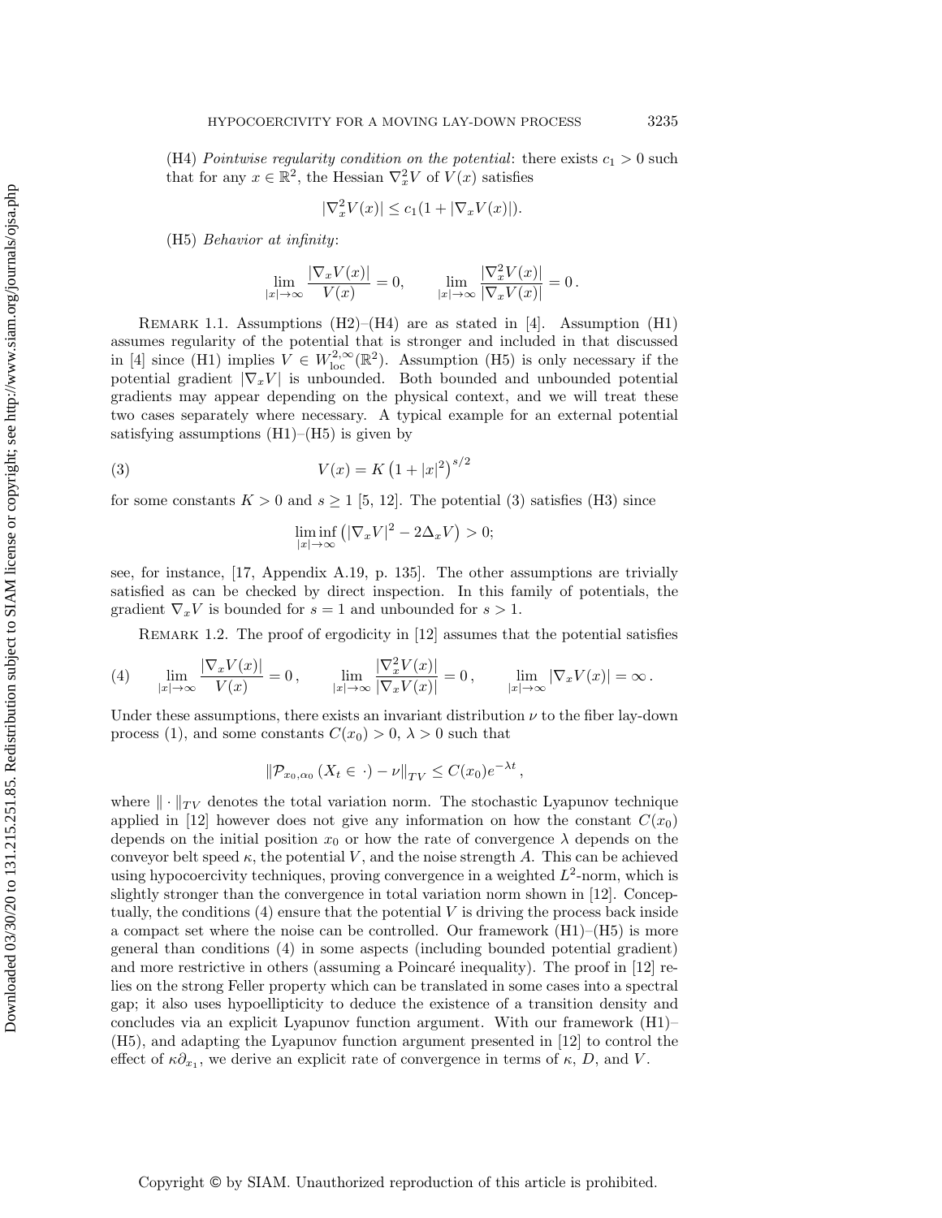(H4) *Pointwise regularity condition on the potential*: there exists $c_1 > 0$ such that for any $x \in \mathbb{R}^2$, the Hessian $\nabla_x^2 V$ of $V(x)$ satisfies

$$|\nabla_x^2 V(x)| \leq c_1(1 + |\nabla_x V(x)|).$$

(H5) *Behavior at infinity*:

$$\lim_{|x|\to\infty} \frac{|\nabla_x V(x)|}{V(x)} = 0, \qquad \lim_{|x|\to\infty} \frac{|\nabla_x^2 V(x)|}{|\nabla_x V(x)|} = 0\,.$$

Remark 1.1. Assumptions (H2)–(H4) are as stated in [4]. Assumption (H1) assumes regularity of the potential that is stronger and included in that discussed in [4] since (H1) implies $V \in W^{2,\infty}_{\text{loc}}(\mathbb{R}^2)$. Assumption (H5) is only necessary if the potential gradient $|\nabla_x V|$ is unbounded. Both bounded and unbounded potential gradients may appear depending on the physical context, and we will treat these two cases separately where necessary. A typical example for an external potential satisfying assumptions (H1)–(H5) is given by

$$V(x) = K\left(1 + |x|^2\right)^{s/2} \tag{3}$$

for some constants $K > 0$ and $s \geq 1$ [5, 12]. The potential (3) satisfies (H3) since

$$\liminf_{|x|\to\infty} \left(|\nabla_x V|^2 - 2\Delta_x V\right) > 0;$$

see, for instance, [17, Appendix A.19, p. 135]. The other assumptions are trivially satisfied as can be checked by direct inspection. In this family of potentials, the gradient $\nabla_x V$ is bounded for $s = 1$ and unbounded for $s > 1$.

Remark 1.2. The proof of ergodicity in [12] assumes that the potential satisfies

$$\lim_{|x|\to\infty} \frac{|\nabla_x V(x)|}{V(x)} = 0\,, \qquad \lim_{|x|\to\infty} \frac{|\nabla_x^2 V(x)|}{|\nabla_x V(x)|} = 0\,, \qquad \lim_{|x|\to\infty} |\nabla_x V(x)| = \infty\,. \tag{4}$$

Under these assumptions, there exists an invariant distribution $\nu$ to the fiber lay-down process (1), and some constants $C(x_0) > 0$, $\lambda > 0$ such that

$$\|\mathcal{P}_{x_0,\alpha_0}(X_t \in \cdot) - \nu\|_{TV} \leq C(x_0)e^{-\lambda t}\,,$$

where $\|\cdot\|_{TV}$ denotes the total variation norm. The stochastic Lyapunov technique applied in [12] however does not give any information on how the constant $C(x_0)$ depends on the initial position $x_0$ or how the rate of convergence $\lambda$ depends on the conveyor belt speed $\kappa$, the potential $V$, and the noise strength $A$. This can be achieved using hypocoercivity techniques, proving convergence in a weighted $L^2$-norm, which is slightly stronger than the convergence in total variation norm shown in [12]. Conceptually, the conditions (4) ensure that the potential $V$ is driving the process back inside a compact set where the noise can be controlled. Our framework (H1)–(H5) is more general than conditions (4) in some aspects (including bounded potential gradient) and more restrictive in others (assuming a Poincaré inequality). The proof in [12] relies on the strong Feller property which can be translated in some cases into a spectral gap; it also uses hypoellipticity to deduce the existence of a transition density and concludes via an explicit Lyapunov function argument. With our framework (H1)–(H5), and adapting the Lyapunov function argument presented in [12] to control the effect of $\kappa\partial_{x_1}$, we derive an explicit rate of convergence in terms of $\kappa$, $D$, and $V$.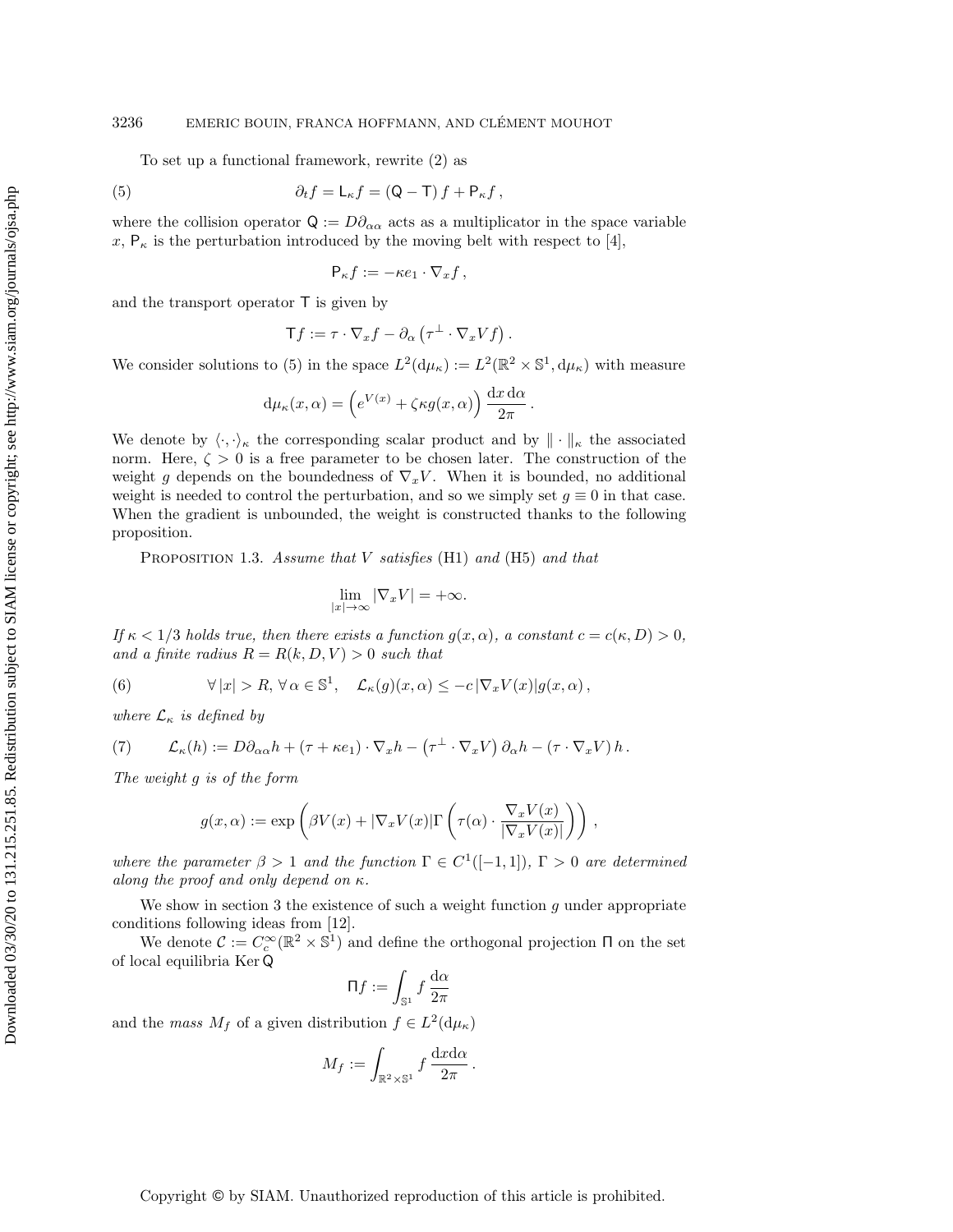To set up a functional framework, rewrite (2) as

$$\partial_t f = \mathsf{L}_\kappa f = (\mathsf{Q} - \mathsf{T}) f + \mathsf{P}_\kappa f\,, \tag{5}$$

where the collision operator $\mathsf{Q} := D\partial_{\alpha\alpha}$ acts as a multiplicator in the space variable $x$, $\mathsf{P}_\kappa$ is the perturbation introduced by the moving belt with respect to [4],

$$\mathsf{P}_\kappa f := -\kappa e_1 \cdot \nabla_x f\,,$$

and the transport operator $\mathsf{T}$ is given by

$$\mathsf{T} f := \tau \cdot \nabla_x f - \partial_\alpha \left(\tau^\perp \cdot \nabla_x V f\right).$$

We consider solutions to (5) in the space $L^2(\mathrm{d}\mu_\kappa) := L^2(\mathbb{R}^2 \times \mathbb{S}^1, \mathrm{d}\mu_\kappa)$ with measure

$$\mathrm{d}\mu_\kappa(x,\alpha) = \left(e^{V(x)} + \zeta\kappa g(x,\alpha)\right) \frac{\mathrm{d}x\, \mathrm{d}\alpha}{2\pi}\,.$$

We denote by $\langle \cdot, \cdot \rangle_\kappa$ the corresponding scalar product and by $\| \cdot \|_\kappa$ the associated norm. Here, $\zeta > 0$ is a free parameter to be chosen later. The construction of the weight $g$ depends on the boundedness of $\nabla_x V$. When it is bounded, no additional weight is needed to control the perturbation, and so we simply set $g \equiv 0$ in that case. When the gradient is unbounded, the weight is constructed thanks to the following proposition.

Proposition 1.3. *Assume that $V$ satisfies* (H1) *and* (H5) *and that*

$$\lim_{|x| \to \infty} |\nabla_x V| = +\infty.$$

*If $\kappa < 1/3$ holds true, then there exists a function $g(x,\alpha)$, a constant $c = c(\kappa, D) > 0$, and a finite radius $R = R(k, D, V) > 0$ such that*

$$\forall\, |x| > R,\ \forall\, \alpha \in \mathbb{S}^1, \quad \mathcal{L}_\kappa(g)(x,\alpha) \le -c\, |\nabla_x V(x)| g(x,\alpha)\,, \tag{6}$$

*where $\mathcal{L}_\kappa$ is defined by*

$$\mathcal{L}_\kappa(h) := D\partial_{\alpha\alpha} h + (\tau + \kappa e_1) \cdot \nabla_x h - \left(\tau^\perp \cdot \nabla_x V\right) \partial_\alpha h - (\tau \cdot \nabla_x V)\, h\,. \tag{7}$$

*The weight $g$ is of the form*

$$g(x,\alpha) := \exp\left(\beta V(x) + |\nabla_x V(x)| \Gamma\left(\tau(\alpha) \cdot \frac{\nabla_x V(x)}{|\nabla_x V(x)|}\right)\right),$$

*where the parameter $\beta > 1$ and the function $\Gamma \in C^1([-1,1])$, $\Gamma > 0$ are determined along the proof and only depend on $\kappa$.*

We show in section 3 the existence of such a weight function $g$ under appropriate conditions following ideas from [12].

We denote $\mathcal{C} := C_c^\infty(\mathbb{R}^2 \times \mathbb{S}^1)$ and define the orthogonal projection $\Pi$ on the set of local equilibria $\operatorname{Ker} \mathsf{Q}$

$$\Pi f := \int_{\mathbb{S}^1} f \,\frac{\mathrm{d}\alpha}{2\pi}$$

and the *mass* $M_f$ of a given distribution $f \in L^2(\mathrm{d}\mu_\kappa)$

$$M_f := \int_{\mathbb{R}^2 \times \mathbb{S}^1} f \,\frac{\mathrm{d}x \mathrm{d}\alpha}{2\pi}\,.$$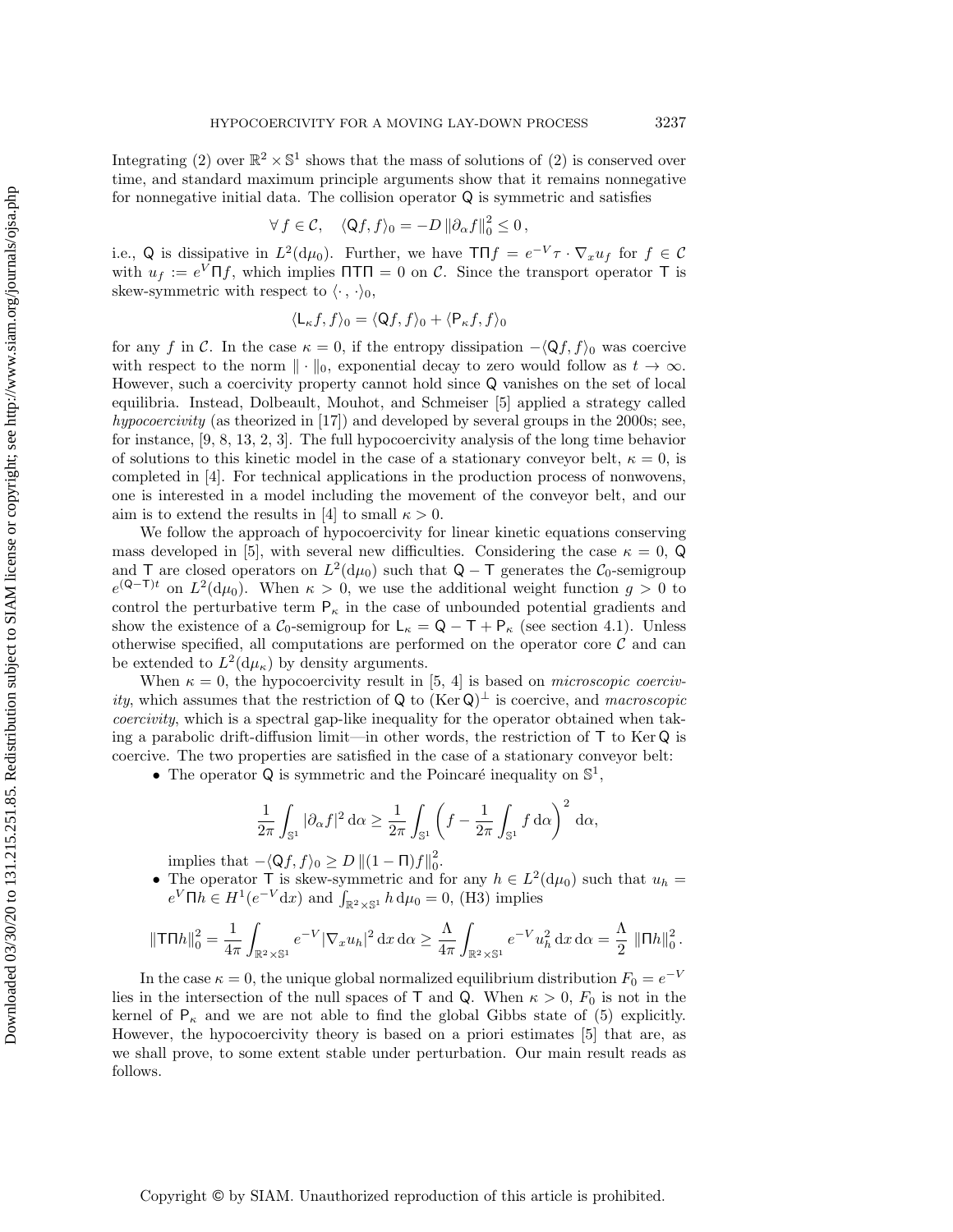Integrating (2) over $\mathbb{R}^2 \times \mathbb{S}^1$ shows that the mass of solutions of (2) is conserved over time, and standard maximum principle arguments show that it remains nonnegative for nonnegative initial data. The collision operator $\mathsf{Q}$ is symmetric and satisfies

$$\forall\, f \in \mathcal{C}, \quad \langle \mathsf{Q}f, f\rangle_0 = -D\, \|\partial_\alpha f\|_0^2 \leq 0\,,$$

i.e., $\mathsf{Q}$ is dissipative in $L^2(\mathrm{d}\mu_0)$. Further, we have $\mathsf{T}\Pi f = e^{-V}\tau \cdot \nabla_x u_f$ for $f \in \mathcal{C}$ with $u_f := e^V \Pi f$, which implies $\Pi\mathsf{T}\Pi = 0$ on $\mathcal{C}$. Since the transport operator $\mathsf{T}$ is skew-symmetric with respect to $\langle\cdot\,,\cdot\rangle_0$,

$$\langle \mathsf{L}_\kappa f, f\rangle_0 = \langle \mathsf{Q}f, f\rangle_0 + \langle \mathsf{P}_\kappa f, f\rangle_0$$

for any $f$ in $\mathcal{C}$. In the case $\kappa = 0$, if the entropy dissipation $-\langle \mathsf{Q}f, f\rangle_0$ was coercive with respect to the norm $\|\cdot\|_0$, exponential decay to zero would follow as $t \to \infty$. However, such a coercivity property cannot hold since $\mathsf{Q}$ vanishes on the set of local equilibria. Instead, Dolbeault, Mouhot, and Schmeiser [5] applied a strategy called *hypocoercivity* (as theorized in [17]) and developed by several groups in the 2000s; see, for instance, [9, 8, 13, 2, 3]. The full hypocoercivity analysis of the long time behavior of solutions to this kinetic model in the case of a stationary conveyor belt, $\kappa = 0$, is completed in [4]. For technical applications in the production process of nonwovens, one is interested in a model including the movement of the conveyor belt, and our aim is to extend the results in [4] to small $\kappa > 0$.

We follow the approach of hypocoercivity for linear kinetic equations conserving mass developed in [5], with several new difficulties. Considering the case $\kappa = 0$, $\mathsf{Q}$ and $\mathsf{T}$ are closed operators on $L^2(\mathrm{d}\mu_0)$ such that $\mathsf{Q} - \mathsf{T}$ generates the $\mathcal{C}_0$-semigroup $e^{(\mathsf{Q}-\mathsf{T})t}$ on $L^2(\mathrm{d}\mu_0)$. When $\kappa > 0$, we use the additional weight function $g > 0$ to control the perturbative term $\mathsf{P}_\kappa$ in the case of unbounded potential gradients and show the existence of a $\mathcal{C}_0$-semigroup for $\mathsf{L}_\kappa = \mathsf{Q} - \mathsf{T} + \mathsf{P}_\kappa$ (see section 4.1). Unless otherwise specified, all computations are performed on the operator core $\mathcal{C}$ and can be extended to $L^2(\mathrm{d}\mu_\kappa)$ by density arguments.

When $\kappa = 0$, the hypocoercivity result in [5, 4] is based on *microscopic coercivity*, which assumes that the restriction of $\mathsf{Q}$ to $(\operatorname{Ker}\mathsf{Q})^\perp$ is coercive, and *macroscopic coercivity*, which is a spectral gap-like inequality for the operator obtained when taking a parabolic drift-diffusion limit—in other words, the restriction of $\mathsf{T}$ to $\operatorname{Ker}\mathsf{Q}$ is coercive. The two properties are satisfied in the case of a stationary conveyor belt:

- The operator $\mathsf{Q}$ is symmetric and the Poincaré inequality on $\mathbb{S}^1$,

$$\frac{1}{2\pi}\int_{\mathbb{S}^1} |\partial_\alpha f|^2\,\mathrm{d}\alpha \geq \frac{1}{2\pi}\int_{\mathbb{S}^1}\left(f - \frac{1}{2\pi}\int_{\mathbb{S}^1} f\,\mathrm{d}\alpha\right)^2\mathrm{d}\alpha,$$

  implies that $-\langle \mathsf{Q}f, f\rangle_0 \geq D\,\|(1-\Pi)f\|_0^2$.
- The operator $\mathsf{T}$ is skew-symmetric and for any $h \in L^2(\mathrm{d}\mu_0)$ such that $u_h = e^V \Pi h \in H^1(e^{-V}\mathrm{d}x)$ and $\int_{\mathbb{R}^2\times\mathbb{S}^1} h\,\mathrm{d}\mu_0 = 0$, (H3) implies

$$\|\mathsf{T}\Pi h\|_0^2 = \frac{1}{4\pi}\int_{\mathbb{R}^2\times\mathbb{S}^1} e^{-V}|\nabla_x u_h|^2\,\mathrm{d}x\,\mathrm{d}\alpha \geq \frac{\Lambda}{4\pi}\int_{\mathbb{R}^2\times\mathbb{S}^1} e^{-V}u_h^2\,\mathrm{d}x\,\mathrm{d}\alpha = \frac{\Lambda}{2}\,\|\Pi h\|_0^2\,.$$

In the case $\kappa = 0$, the unique global normalized equilibrium distribution $F_0 = e^{-V}$ lies in the intersection of the null spaces of $\mathsf{T}$ and $\mathsf{Q}$. When $\kappa > 0$, $F_0$ is not in the kernel of $\mathsf{P}_\kappa$ and we are not able to find the global Gibbs state of (5) explicitly. However, the hypocoercivity theory is based on a priori estimates [5] that are, as we shall prove, to some extent stable under perturbation. Our main result reads as follows.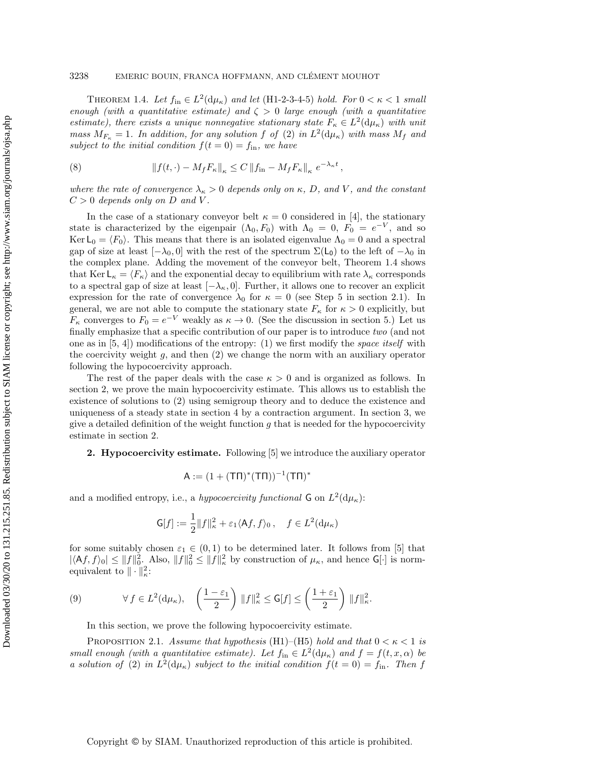THEOREM 1.4. *Let $f_{\rm in} \in L^2(\mathrm{d}\mu_\kappa)$ and let* (H1-2-3-4-5) *hold. For $0 < \kappa < 1$ small enough (with a quantitative estimate) and $\zeta > 0$ large enough (with a quantitative estimate), there exists a unique nonnegative stationary state $F_\kappa \in L^2(\mathrm{d}\mu_\kappa)$ with unit mass $M_{F_\kappa} = 1$. In addition, for any solution $f$ of* (2) *in $L^2(\mathrm{d}\mu_\kappa)$ with mass $M_f$ and subject to the initial condition $f(t=0) = f_{\rm in}$, we have*

$$\|f(t,\cdot) - M_f F_\kappa\|_\kappa \le C \, \|f_{\rm in} - M_f F_\kappa\|_\kappa \, e^{-\lambda_\kappa t}\,, \tag{8}$$

*where the rate of convergence $\lambda_\kappa > 0$ depends only on $\kappa$, $D$, and $V$, and the constant $C > 0$ depends only on $D$ and $V$.*

In the case of a stationary conveyor belt $\kappa = 0$ considered in [4], the stationary state is characterized by the eigenpair $(\Lambda_0, F_0)$ with $\Lambda_0 = 0$, $F_0 = e^{-V}$, and so $\operatorname{Ker} \mathsf{L}_0 = \langle F_0 \rangle$. This means that there is an isolated eigenvalue $\Lambda_0 = 0$ and a spectral gap of size at least $[-\lambda_0, 0]$ with the rest of the spectrum $\Sigma(\mathsf{L}_0)$ to the left of $-\lambda_0$ in the complex plane. Adding the movement of the conveyor belt, Theorem 1.4 shows that $\operatorname{Ker} \mathsf{L}_\kappa = \langle F_\kappa \rangle$ and the exponential decay to equilibrium with rate $\lambda_\kappa$ corresponds to a spectral gap of size at least $[-\lambda_\kappa, 0]$. Further, it allows one to recover an explicit expression for the rate of convergence $\lambda_0$ for $\kappa = 0$ (see Step 5 in section 2.1). In general, we are not able to compute the stationary state $F_\kappa$ for $\kappa > 0$ explicitly, but $F_\kappa$ converges to $F_0 = e^{-V}$ weakly as $\kappa \to 0$. (See the discussion in section 5.) Let us finally emphasize that a specific contribution of our paper is to introduce *two* (and not one as in [5, 4]) modifications of the entropy: (1) we first modify the *space itself* with the coercivity weight $g$, and then (2) we change the norm with an auxiliary operator following the hypocoercivity approach.

The rest of the paper deals with the case $\kappa > 0$ and is organized as follows. In section 2, we prove the main hypocoercivity estimate. This allows us to establish the existence of solutions to (2) using semigroup theory and to deduce the existence and uniqueness of a steady state in section 4 by a contraction argument. In section 3, we give a detailed definition of the weight function $g$ that is needed for the hypocoercivity estimate in section 2.

## 2. Hypocoercivity estimate.

Following [5] we introduce the auxiliary operator

$$\mathsf{A} := (1 + (\mathsf{T}\Pi)^*(\mathsf{T}\Pi))^{-1}(\mathsf{T}\Pi)^*$$

and a modified entropy, i.e., a *hypocoercivity functional* $\mathsf{G}$ on $L^2(\mathrm{d}\mu_\kappa)$:

$$\mathsf{G}[f] := \frac{1}{2}\|f\|_\kappa^2 + \varepsilon_1 \langle \mathsf{A}f, f\rangle_0\,, \quad f \in L^2(\mathrm{d}\mu_\kappa)$$

for some suitably chosen $\varepsilon_1 \in (0,1)$ to be determined later. It follows from [5] that $|\langle \mathsf{A}f, f\rangle_0| \le \|f\|_0^2$. Also, $\|f\|_0^2 \le \|f\|_\kappa^2$ by construction of $\mu_\kappa$, and hence $\mathsf{G}[\cdot]$ is norm-equivalent to $\|\cdot\|_\kappa^2$:

$$\forall\, f \in L^2(\mathrm{d}\mu_\kappa), \quad \left(\frac{1-\varepsilon_1}{2}\right) \|f\|_\kappa^2 \le \mathsf{G}[f] \le \left(\frac{1+\varepsilon_1}{2}\right) \|f\|_\kappa^2. \tag{9}$$

In this section, we prove the following hypocoercivity estimate.

PROPOSITION 2.1. *Assume that hypothesis* (H1)–(H5) *hold and that $0 < \kappa < 1$ is small enough (with a quantitative estimate). Let $f_{\rm in} \in L^2(\mathrm{d}\mu_\kappa)$ and $f = f(t, x, \alpha)$ be a solution of* (2) *in $L^2(\mathrm{d}\mu_\kappa)$ subject to the initial condition $f(t=0) = f_{\rm in}$. Then $f$*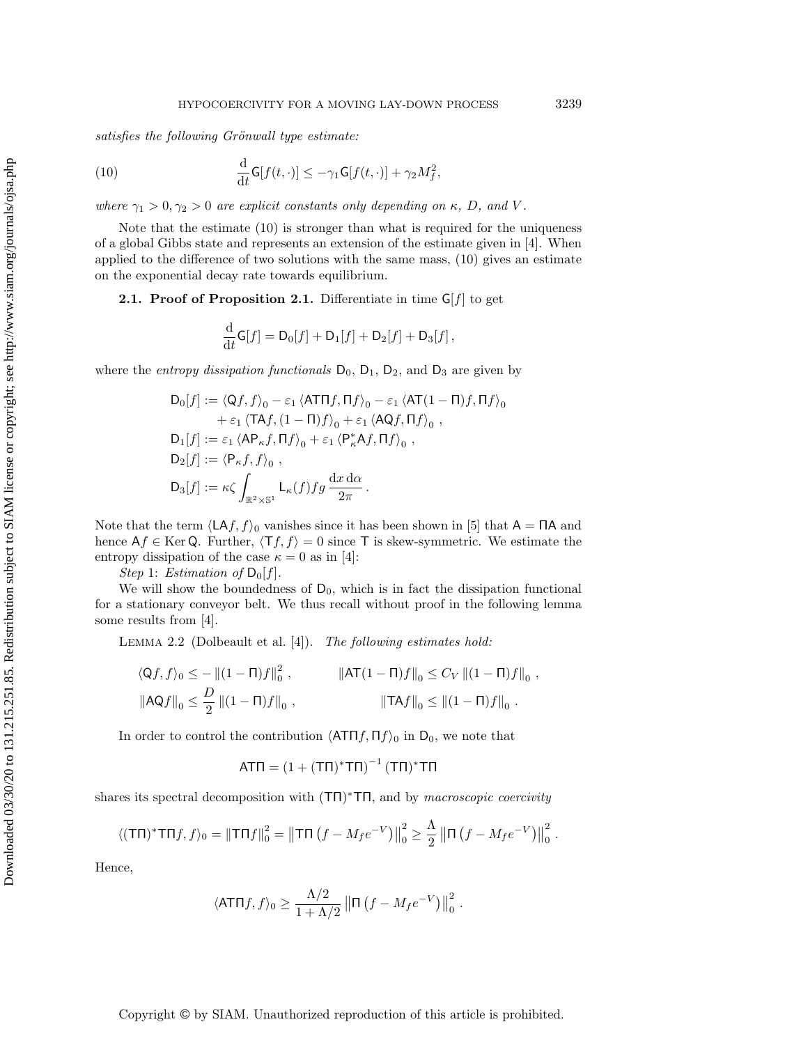*satisfies the following Grönwall type estimate:*

$$\frac{\mathrm{d}}{\mathrm{d}t}\mathsf{G}[f(t,\cdot)] \leq -\gamma_1 \mathsf{G}[f(t,\cdot)] + \gamma_2 M_f^2, \tag{10}$$

*where $\gamma_1 > 0, \gamma_2 > 0$ are explicit constants only depending on $\kappa$, $D$, and $V$.*

Note that the estimate (10) is stronger than what is required for the uniqueness of a global Gibbs state and represents an extension of the estimate given in [4]. When applied to the difference of two solutions with the same mass, (10) gives an estimate on the exponential decay rate towards equilibrium.

**2.1. Proof of Proposition 2.1.** Differentiate in time $\mathsf{G}[f]$ to get

$$\frac{\mathrm{d}}{\mathrm{d}t}\mathsf{G}[f] = \mathsf{D}_0[f] + \mathsf{D}_1[f] + \mathsf{D}_2[f] + \mathsf{D}_3[f]\,,$$

where the *entropy dissipation functionals* $\mathsf{D}_0$, $\mathsf{D}_1$, $\mathsf{D}_2$, and $\mathsf{D}_3$ are given by

$$\begin{aligned}
\mathsf{D}_0[f] &:= \langle \mathsf{Q}f, f\rangle_0 - \varepsilon_1 \langle \mathsf{AT\Pi}f, \Pi f\rangle_0 - \varepsilon_1 \langle \mathsf{AT}(1-\Pi)f, \Pi f\rangle_0 \\
&\quad + \varepsilon_1 \langle \mathsf{TA}f, (1-\Pi)f\rangle_0 + \varepsilon_1 \langle \mathsf{AQ}f, \Pi f\rangle_0\,, \\
\mathsf{D}_1[f] &:= \varepsilon_1 \langle \mathsf{AP}_\kappa f, \Pi f\rangle_0 + \varepsilon_1 \langle \mathsf{P}_\kappa^* \mathsf{A}f, \Pi f\rangle_0\,, \\
\mathsf{D}_2[f] &:= \langle \mathsf{P}_\kappa f, f\rangle_0\,, \\
\mathsf{D}_3[f] &:= \kappa\zeta \int_{\mathbb{R}^2\times\mathbb{S}^1} \mathsf{L}_\kappa(f) f g\,\frac{\mathrm{d}x\,\mathrm{d}\alpha}{2\pi}\,.
\end{aligned}$$

Note that the term $\langle \mathsf{LA}f, f\rangle_0$ vanishes since it has been shown in [5] that $\mathsf{A} = \Pi\mathsf{A}$ and hence $\mathsf{A}f \in \operatorname{Ker}\mathsf{Q}$. Further, $\langle \mathsf{T}f, f\rangle = 0$ since $\mathsf{T}$ is skew-symmetric. We estimate the entropy dissipation of the case $\kappa = 0$ as in [4]:

*Step* 1: *Estimation of* $\mathsf{D}_0[f]$.

We will show the boundedness of $\mathsf{D}_0$, which is in fact the dissipation functional for a stationary conveyor belt. We thus recall without proof in the following lemma some results from [4].

Lemma 2.2 (Dolbeault et al. [4]). *The following estimates hold:*

$$\langle \mathsf{Q}f, f\rangle_0 \leq -\|(1-\Pi)f\|_0^2\,, \qquad \|\mathsf{AT}(1-\Pi)f\|_0 \leq C_V\,\|(1-\Pi)f\|_0\,,$$

$$\|\mathsf{AQ}f\|_0 \leq \frac{D}{2}\,\|(1-\Pi)f\|_0\,, \qquad \|\mathsf{TA}f\|_0 \leq \|(1-\Pi)f\|_0\,.$$

In order to control the contribution $\langle \mathsf{AT\Pi}f, \Pi f\rangle_0$ in $\mathsf{D}_0$, we note that

$$\mathsf{AT\Pi} = \left(1 + (\mathsf{T\Pi})^*\mathsf{T\Pi}\right)^{-1}(\mathsf{T\Pi})^*\mathsf{T\Pi}$$

shares its spectral decomposition with $(\mathsf{T\Pi})^*\mathsf{T\Pi}$, and by *macroscopic coercivity*

$$\langle (\mathsf{T\Pi})^*\mathsf{T\Pi}f, f\rangle_0 = \|\mathsf{T\Pi}f\|_0^2 = \left\|\mathsf{T\Pi}\left(f - M_f e^{-V}\right)\right\|_0^2 \geq \frac{\Lambda}{2}\left\|\Pi\left(f - M_f e^{-V}\right)\right\|_0^2.$$

Hence,

$$\langle \mathsf{AT\Pi}f, f\rangle_0 \geq \frac{\Lambda/2}{1+\Lambda/2}\left\|\Pi\left(f - M_f e^{-V}\right)\right\|_0^2.$$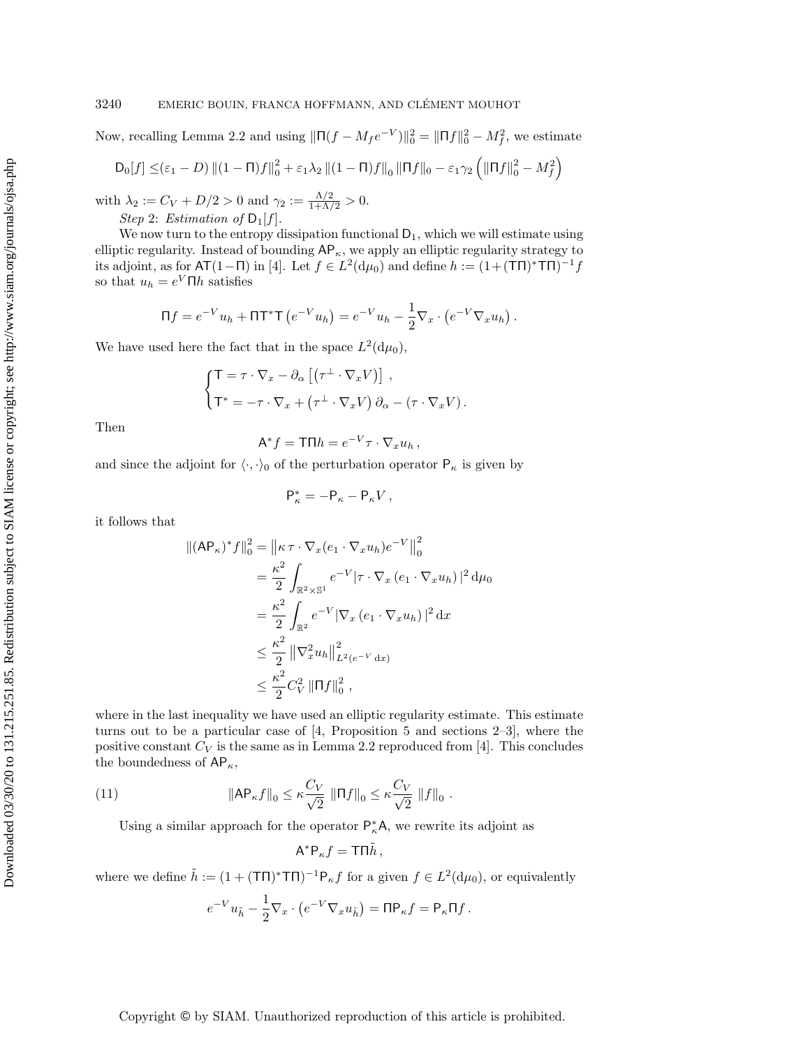Now, recalling Lemma 2.2 and using $\|\Pi(f - M_f e^{-V})\|_0^2 = \|\Pi f\|_0^2 - M_f^2$, we estimate

$$\mathsf{D}_0[f] \leq (\varepsilon_1 - D) \|(1-\Pi)f\|_0^2 + \varepsilon_1 \lambda_2 \|(1-\Pi)f\|_0 \|\Pi f\|_0 - \varepsilon_1 \gamma_2 \left( \|\Pi f\|_0^2 - M_f^2 \right)$$

with $\lambda_2 := C_V + D/2 > 0$ and $\gamma_2 := \frac{\Lambda/2}{1+\Lambda/2} > 0$.

*Step* 2: *Estimation of* $\mathsf{D}_1[f]$.

We now turn to the entropy dissipation functional $\mathsf{D}_1$, which we will estimate using elliptic regularity. Instead of bounding $\mathsf{AP}_\kappa$, we apply an elliptic regularity strategy to its adjoint, as for $\mathsf{AT}(1-\Pi)$ in [4]. Let $f \in L^2(\mathrm{d}\mu_0)$ and define $h := (1+(\mathsf{T}\Pi)^*\mathsf{T}\Pi)^{-1} f$ so that $u_h = e^V \Pi h$ satisfies

$$\Pi f = e^{-V} u_h + \Pi \mathsf{T}^* \mathsf{T}\left(e^{-V} u_h\right) = e^{-V} u_h - \frac{1}{2} \nabla_x \cdot \left(e^{-V} \nabla_x u_h\right).$$

We have used here the fact that in the space $L^2(\mathrm{d}\mu_0)$,

$$\begin{cases} \mathsf{T} = \tau \cdot \nabla_x - \partial_\alpha \left[ \left(\tau^\perp \cdot \nabla_x V\right) \right], \\ \mathsf{T}^* = -\tau \cdot \nabla_x + \left(\tau^\perp \cdot \nabla_x V\right) \partial_\alpha - \left(\tau \cdot \nabla_x V\right). \end{cases}$$

Then

$$\mathsf{A}^* f = \mathsf{T}\Pi h = e^{-V} \tau \cdot \nabla_x u_h,$$

and since the adjoint for $\langle \cdot, \cdot \rangle_0$ of the perturbation operator $\mathsf{P}_\kappa$ is given by

$$\mathsf{P}_\kappa^* = -\mathsf{P}_\kappa - \mathsf{P}_\kappa V,$$

it follows that

$$\begin{aligned} \|(\mathsf{AP}_\kappa)^* f\|_0^2 &= \left\| \kappa\, \tau \cdot \nabla_x (e_1 \cdot \nabla_x u_h) e^{-V} \right\|_0^2 \\ &= \frac{\kappa^2}{2} \int_{\mathbb{R}^2 \times \mathbb{S}^1} e^{-V} |\tau \cdot \nabla_x \left(e_1 \cdot \nabla_x u_h\right)|^2 \, \mathrm{d}\mu_0 \\ &= \frac{\kappa^2}{2} \int_{\mathbb{R}^2} e^{-V} |\nabla_x \left(e_1 \cdot \nabla_x u_h\right)|^2 \, \mathrm{d}x \\ &\leq \frac{\kappa^2}{2} \left\| \nabla_x^2 u_h \right\|_{L^2(e^{-V}\,\mathrm{d}x)}^2 \\ &\leq \frac{\kappa^2}{2} C_V^2 \|\Pi f\|_0^2, \end{aligned}$$

where in the last inequality we have used an elliptic regularity estimate. This estimate turns out to be a particular case of [4, Proposition 5 and sections 2–3], where the positive constant $C_V$ is the same as in Lemma 2.2 reproduced from [4]. This concludes the boundedness of $\mathsf{AP}_\kappa$,

$$\|\mathsf{AP}_\kappa f\|_0 \leq \kappa \frac{C_V}{\sqrt{2}} \|\Pi f\|_0 \leq \kappa \frac{C_V}{\sqrt{2}} \|f\|_0. \tag{11}$$

Using a similar approach for the operator $\mathsf{P}_\kappa^* \mathsf{A}$, we rewrite its adjoint as

$$\mathsf{A}^* \mathsf{P}_\kappa f = \mathsf{T}\Pi \tilde{h},$$

where we define $\tilde{h} := (1 + (\mathsf{T}\Pi)^* \mathsf{T}\Pi)^{-1} \mathsf{P}_\kappa f$ for a given $f \in L^2(\mathrm{d}\mu_0)$, or equivalently

$$e^{-V} u_{\tilde{h}} - \frac{1}{2} \nabla_x \cdot \left(e^{-V} \nabla_x u_{\tilde{h}}\right) = \Pi \mathsf{P}_\kappa f = \mathsf{P}_\kappa \Pi f.$$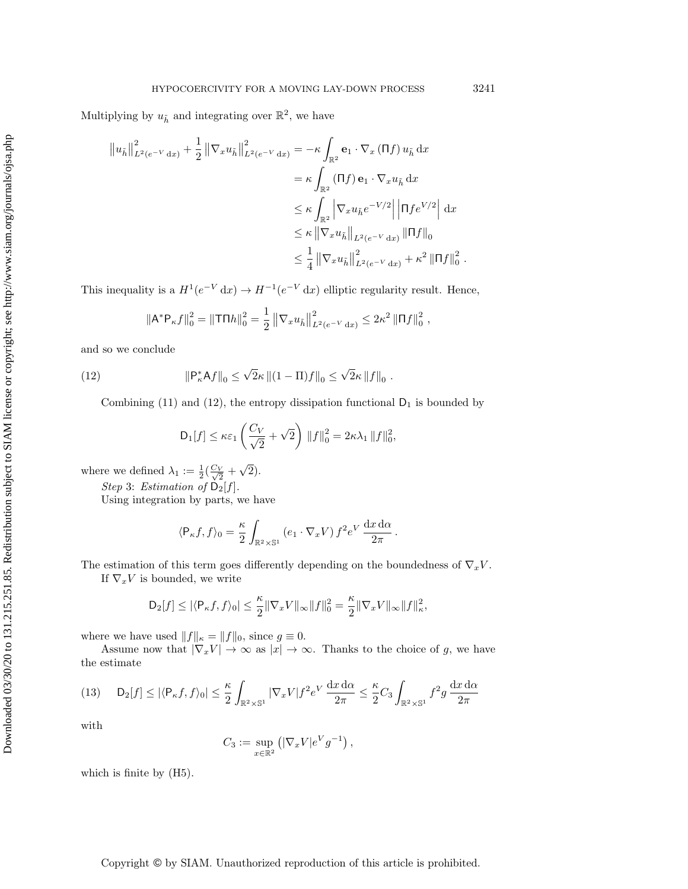Multiplying by $u_{\tilde h}$ and integrating over $\mathbb{R}^2$, we have

$$
\begin{aligned}
\left\|u_{\tilde h}\right\|^2_{L^2(e^{-V}\,\mathrm{d}x)} + \frac{1}{2}\left\|\nabla_x u_{\tilde h}\right\|^2_{L^2(e^{-V}\,\mathrm{d}x)} &= -\kappa \int_{\mathbb{R}^2} \mathbf{e}_1 \cdot \nabla_x (\Pi f)\, u_{\tilde h}\,\mathrm{d}x \\
&= \kappa \int_{\mathbb{R}^2} (\Pi f)\,\mathbf{e}_1 \cdot \nabla_x u_{\tilde h}\,\mathrm{d}x \\
&\le \kappa \int_{\mathbb{R}^2} \left|\nabla_x u_{\tilde h} e^{-V/2}\right| \left|\Pi f e^{V/2}\right|\,\mathrm{d}x \\
&\le \kappa \left\|\nabla_x u_{\tilde h}\right\|_{L^2(e^{-V}\,\mathrm{d}x)} \left\|\Pi f\right\|_0 \\
&\le \frac{1}{4}\left\|\nabla_x u_{\tilde h}\right\|^2_{L^2(e^{-V}\,\mathrm{d}x)} + \kappa^2 \left\|\Pi f\right\|_0^2 .
\end{aligned}
$$

This inequality is a $H^1(e^{-V}\,\mathrm{d}x) \to H^{-1}(e^{-V}\,\mathrm{d}x)$ elliptic regularity result. Hence,

$$
\|\mathsf{A}^*\mathsf{P}_\kappa f\|_0^2 = \|\mathsf{T}\Pi h\|_0^2 = \frac{1}{2}\left\|\nabla_x u_{\tilde h}\right\|^2_{L^2(e^{-V}\,\mathrm{d}x)} \le 2\kappa^2 \left\|\Pi f\right\|_0^2 ,
$$

and so we conclude

$$
\|\mathsf{P}_\kappa^*\mathsf{A} f\|_0 \le \sqrt{2}\kappa\, \|(1-\Pi)f\|_0 \le \sqrt{2}\kappa\, \|f\|_0 . \tag{12}
$$

Combining (11) and (12), the entropy dissipation functional $\mathsf{D}_1$ is bounded by

$$
\mathsf{D}_1[f] \le \kappa\varepsilon_1\left(\frac{C_V}{\sqrt{2}} + \sqrt{2}\right)\|f\|_0^2 = 2\kappa\lambda_1\|f\|_0^2,
$$

where we defined $\lambda_1 := \frac{1}{2}(\frac{C_V}{\sqrt{2}} + \sqrt{2})$.

*Step* 3: *Estimation of* $\mathsf{D}_2[f]$.

Using integration by parts, we have

$$
\langle \mathsf{P}_\kappa f, f\rangle_0 = \frac{\kappa}{2}\int_{\mathbb{R}^2\times\mathbb{S}^1} (e_1\cdot\nabla_x V)\, f^2 e^V\,\frac{\mathrm{d}x\,\mathrm{d}\alpha}{2\pi} .
$$

The estimation of this term goes differently depending on the boundedness of $\nabla_x V$.

If $\nabla_x V$ is bounded, we write

$$
\mathsf{D}_2[f] \le |\langle \mathsf{P}_\kappa f, f\rangle_0| \le \frac{\kappa}{2}\|\nabla_x V\|_\infty \|f\|_0^2 = \frac{\kappa}{2}\|\nabla_x V\|_\infty \|f\|_\kappa^2,
$$

where we have used $\|f\|_\kappa = \|f\|_0$, since $g \equiv 0$.

Assume now that $|\nabla_x V| \to \infty$ as $|x| \to \infty$. Thanks to the choice of $g$, we have the estimate

$$
\mathsf{D}_2[f] \le |\langle \mathsf{P}_\kappa f, f\rangle_0| \le \frac{\kappa}{2}\int_{\mathbb{R}^2\times\mathbb{S}^1} |\nabla_x V| f^2 e^V\,\frac{\mathrm{d}x\,\mathrm{d}\alpha}{2\pi} \le \frac{\kappa}{2}C_3\int_{\mathbb{R}^2\times\mathbb{S}^1} f^2 g\,\frac{\mathrm{d}x\,\mathrm{d}\alpha}{2\pi} \tag{13}
$$

with

$$
C_3 := \sup_{x\in\mathbb{R}^2}\left(|\nabla_x V| e^V g^{-1}\right),
$$

which is finite by (H5).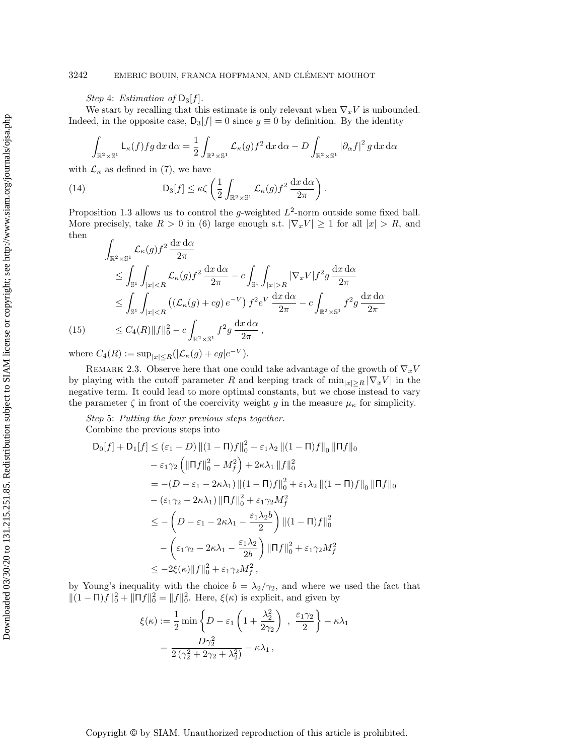*Step* 4: *Estimation of* $\mathsf{D}_3[f]$.

We start by recalling that this estimate is only relevant when $\nabla_x V$ is unbounded. Indeed, in the opposite case, $\mathsf{D}_3[f] = 0$ since $g \equiv 0$ by definition. By the identity

$$\int_{\mathbb{R}^2\times\mathbb{S}^1} \mathsf{L}_\kappa(f) f g \,\mathrm{d}x\,\mathrm{d}\alpha = \frac{1}{2}\int_{\mathbb{R}^2\times\mathbb{S}^1} \mathcal{L}_\kappa(g) f^2 \,\mathrm{d}x\,\mathrm{d}\alpha - D\int_{\mathbb{R}^2\times\mathbb{S}^1} |\partial_\alpha f|^2\, g \,\mathrm{d}x\,\mathrm{d}\alpha$$

with $\mathcal{L}_\kappa$ as defined in (7), we have

$$\mathsf{D}_3[f] \le \kappa\zeta\left(\frac{1}{2}\int_{\mathbb{R}^2\times\mathbb{S}^1} \mathcal{L}_\kappa(g) f^2 \,\frac{\mathrm{d}x\,\mathrm{d}\alpha}{2\pi}\right). \tag{14}$$

Proposition 1.3 allows us to control the $g$-weighted $L^2$-norm outside some fixed ball. More precisely, take $R > 0$ in (6) large enough s.t. $|\nabla_x V| \ge 1$ for all $|x| > R$, and then

$$\begin{aligned}
&\int_{\mathbb{R}^2\times\mathbb{S}^1} \mathcal{L}_\kappa(g) f^2 \,\frac{\mathrm{d}x\,\mathrm{d}\alpha}{2\pi}\\
&\quad\le \int_{\mathbb{S}^1}\int_{|x|<R} \mathcal{L}_\kappa(g) f^2 \,\frac{\mathrm{d}x\,\mathrm{d}\alpha}{2\pi} - c\int_{\mathbb{S}^1}\int_{|x|>R} |\nabla_x V| f^2 g \,\frac{\mathrm{d}x\,\mathrm{d}\alpha}{2\pi}\\
&\quad\le \int_{\mathbb{S}^1}\int_{|x|<R} \left(\left(\mathcal{L}_\kappa(g) + cg\right) e^{-V}\right) f^2 e^V \,\frac{\mathrm{d}x\,\mathrm{d}\alpha}{2\pi} - c\int_{\mathbb{R}^2\times\mathbb{S}^1} f^2 g \,\frac{\mathrm{d}x\,\mathrm{d}\alpha}{2\pi}
\end{aligned}$$

$$\quad\le C_4(R)\|f\|_0^2 - c\int_{\mathbb{R}^2\times\mathbb{S}^1} f^2 g \,\frac{\mathrm{d}x\,\mathrm{d}\alpha}{2\pi}\,, \tag{15}$$

where $C_4(R) := \sup_{|x|\le R}(|\mathcal{L}_\kappa(g) + cg|e^{-V})$.

REMARK 2.3. Observe here that one could take advantage of the growth of $\nabla_x V$ by playing with the cutoff parameter $R$ and keeping track of $\min_{|x|\ge R}|\nabla_x V|$ in the negative term. It could lead to more optimal constants, but we chose instead to vary the parameter $\zeta$ in front of the coercivity weight $g$ in the measure $\mu_\kappa$ for simplicity.

*Step* 5: *Putting the four previous steps together.*

Combine the previous steps into

$$\begin{aligned}
\mathsf{D}_0[f] + \mathsf{D}_1[f] &\le (\varepsilon_1 - D)\left\|(1-\Pi)f\right\|_0^2 + \varepsilon_1\lambda_2\left\|(1-\Pi)f\right\|_0\|\Pi f\|_0\\
&\quad - \varepsilon_1\gamma_2\left(\|\Pi f\|_0^2 - M_f^2\right) + 2\kappa\lambda_1\|f\|_0^2\\
&= -(D - \varepsilon_1 - 2\kappa\lambda_1)\left\|(1-\Pi)f\right\|_0^2 + \varepsilon_1\lambda_2\left\|(1-\Pi)f\right\|_0\|\Pi f\|_0\\
&\quad - (\varepsilon_1\gamma_2 - 2\kappa\lambda_1)\|\Pi f\|_0^2 + \varepsilon_1\gamma_2 M_f^2\\
&\le -\left(D - \varepsilon_1 - 2\kappa\lambda_1 - \frac{\varepsilon_1\lambda_2 b}{2}\right)\left\|(1-\Pi)f\right\|_0^2\\
&\quad - \left(\varepsilon_1\gamma_2 - 2\kappa\lambda_1 - \frac{\varepsilon_1\lambda_2}{2b}\right)\|\Pi f\|_0^2 + \varepsilon_1\gamma_2 M_f^2\\
&\le -2\xi(\kappa)\|f\|_0^2 + \varepsilon_1\gamma_2 M_f^2\,,
\end{aligned}$$

by Young's inequality with the choice $b = \lambda_2/\gamma_2$, and where we used the fact that $\|(1-\Pi)f\|_0^2 + \|\Pi f\|_0^2 = \|f\|_0^2$. Here, $\xi(\kappa)$ is explicit, and given by

$$\begin{aligned}
\xi(\kappa) &:= \frac{1}{2}\min\left\{D - \varepsilon_1\left(1 + \frac{\lambda_2^2}{2\gamma_2}\right)\ ,\ \frac{\varepsilon_1\gamma_2}{2}\right\} - \kappa\lambda_1\\
&= \frac{D\gamma_2^2}{2\left(\gamma_2^2 + 2\gamma_2 + \lambda_2^2\right)} - \kappa\lambda_1\,,
\end{aligned}$$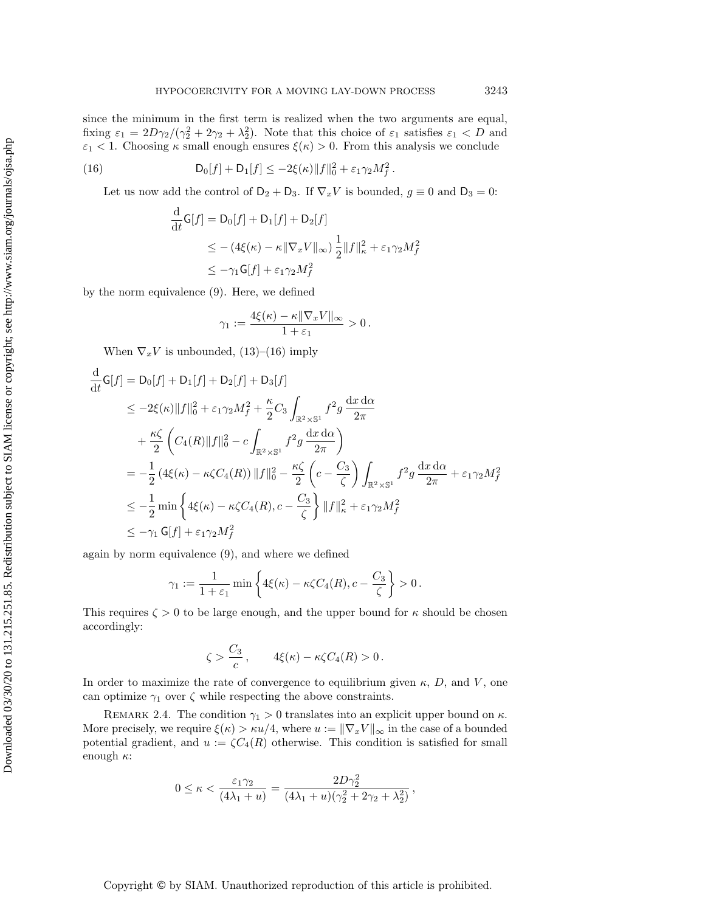since the minimum in the first term is realized when the two arguments are equal, fixing $\varepsilon_1 = 2D\gamma_2/(\gamma_2^2 + 2\gamma_2 + \lambda_2^2)$. Note that this choice of $\varepsilon_1$ satisfies $\varepsilon_1 < D$ and $\varepsilon_1 < 1$. Choosing $\kappa$ small enough ensures $\xi(\kappa) > 0$. From this analysis we conclude

$$\mathsf{D}_0[f] + \mathsf{D}_1[f] \le -2\xi(\kappa)\|f\|_0^2 + \varepsilon_1\gamma_2 M_f^2 \,. \tag{16}$$

Let us now add the control of $\mathsf{D}_2 + \mathsf{D}_3$. If $\nabla_x V$ is bounded, $g \equiv 0$ and $\mathsf{D}_3 = 0$:

$$\begin{aligned}
\frac{\mathrm{d}}{\mathrm{d}t}\mathsf{G}[f] &= \mathsf{D}_0[f] + \mathsf{D}_1[f] + \mathsf{D}_2[f] \\
&\le -\left(4\xi(\kappa) - \kappa\|\nabla_x V\|_\infty\right)\frac{1}{2}\|f\|_\kappa^2 + \varepsilon_1\gamma_2 M_f^2 \\
&\le -\gamma_1 \mathsf{G}[f] + \varepsilon_1\gamma_2 M_f^2
\end{aligned}$$

by the norm equivalence (9). Here, we defined

$$\gamma_1 := \frac{4\xi(\kappa) - \kappa\|\nabla_x V\|_\infty}{1+\varepsilon_1} > 0\,.$$

When $\nabla_x V$ is unbounded, (13)–(16) imply

$$\begin{aligned}
\frac{\mathrm{d}}{\mathrm{d}t}\mathsf{G}[f] &= \mathsf{D}_0[f] + \mathsf{D}_1[f] + \mathsf{D}_2[f] + \mathsf{D}_3[f] \\
&\le -2\xi(\kappa)\|f\|_0^2 + \varepsilon_1\gamma_2 M_f^2 + \frac{\kappa}{2}C_3\int_{\mathbb{R}^2\times\mathbb{S}^1} f^2 g\,\frac{\mathrm{d}x\,\mathrm{d}\alpha}{2\pi} \\
&\quad + \frac{\kappa\zeta}{2}\left(C_4(R)\|f\|_0^2 - c\int_{\mathbb{R}^2\times\mathbb{S}^1} f^2 g\,\frac{\mathrm{d}x\,\mathrm{d}\alpha}{2\pi}\right) \\
&= -\frac{1}{2}\left(4\xi(\kappa) - \kappa\zeta C_4(R)\right)\|f\|_0^2 - \frac{\kappa\zeta}{2}\left(c - \frac{C_3}{\zeta}\right)\int_{\mathbb{R}^2\times\mathbb{S}^1} f^2 g\,\frac{\mathrm{d}x\,\mathrm{d}\alpha}{2\pi} + \varepsilon_1\gamma_2 M_f^2 \\
&\le -\frac{1}{2}\min\left\{4\xi(\kappa) - \kappa\zeta C_4(R), c - \frac{C_3}{\zeta}\right\}\|f\|_\kappa^2 + \varepsilon_1\gamma_2 M_f^2 \\
&\le -\gamma_1\,\mathsf{G}[f] + \varepsilon_1\gamma_2 M_f^2
\end{aligned}$$

again by norm equivalence (9), and where we defined

$$\gamma_1 := \frac{1}{1+\varepsilon_1}\min\left\{4\xi(\kappa) - \kappa\zeta C_4(R), c - \frac{C_3}{\zeta}\right\} > 0\,.$$

This requires $\zeta > 0$ to be large enough, and the upper bound for $\kappa$ should be chosen accordingly:

$$\zeta > \frac{C_3}{c}\,, \qquad 4\xi(\kappa) - \kappa\zeta C_4(R) > 0\,.$$

In order to maximize the rate of convergence to equilibrium given $\kappa$, $D$, and $V$, one can optimize $\gamma_1$ over $\zeta$ while respecting the above constraints.

REMARK 2.4. The condition $\gamma_1 > 0$ translates into an explicit upper bound on $\kappa$. More precisely, we require $\xi(\kappa) > \kappa u/4$, where $u := \|\nabla_x V\|_\infty$ in the case of a bounded potential gradient, and $u := \zeta C_4(R)$ otherwise. This condition is satisfied for small enough $\kappa$:

$$0 \le \kappa < \frac{\varepsilon_1\gamma_2}{(4\lambda_1 + u)} = \frac{2D\gamma_2^2}{(4\lambda_1 + u)(\gamma_2^2 + 2\gamma_2 + \lambda_2^2)}\,,$$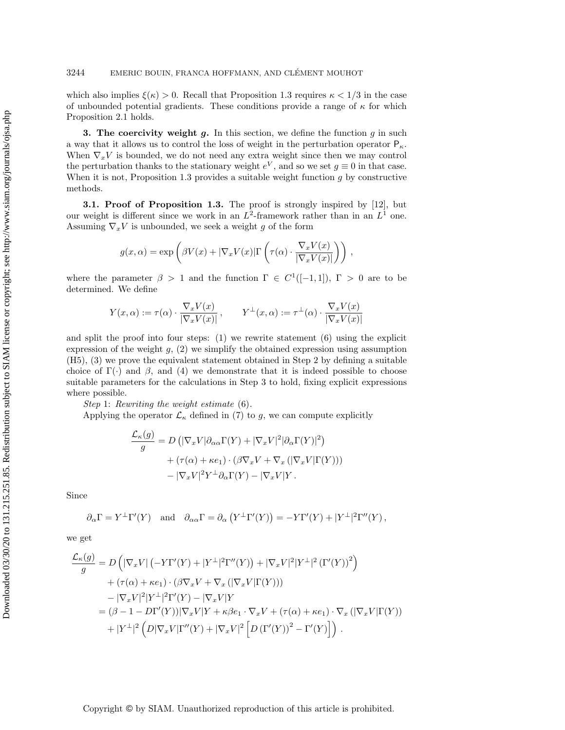which also implies $\xi(\kappa) > 0$. Recall that Proposition 1.3 requires $\kappa < 1/3$ in the case of unbounded potential gradients. These conditions provide a range of $\kappa$ for which Proposition 2.1 holds.

## 3. The coercivity weight $g$.

In this section, we define the function $g$ in such a way that it allows us to control the loss of weight in the perturbation operator $\mathsf{P}_\kappa$. When $\nabla_x V$ is bounded, we do not need any extra weight since then we may control the perturbation thanks to the stationary weight $e^V$, and so we set $g \equiv 0$ in that case. When it is not, Proposition 1.3 provides a suitable weight function $g$ by constructive methods.

### 3.1. Proof of Proposition 1.3.

The proof is strongly inspired by [12], but our weight is different since we work in an $L^2$-framework rather than in an $L^1$ one. Assuming $\nabla_x V$ is unbounded, we seek a weight $g$ of the form

$$g(x, \alpha) = \exp\left(\beta V(x) + |\nabla_x V(x)| \Gamma\left(\tau(\alpha) \cdot \frac{\nabla_x V(x)}{|\nabla_x V(x)|}\right)\right),$$

where the parameter $\beta > 1$ and the function $\Gamma \in C^1([-1, 1])$, $\Gamma > 0$ are to be determined. We define

$$Y(x, \alpha) := \tau(\alpha) \cdot \frac{\nabla_x V(x)}{|\nabla_x V(x)|}, \qquad Y^\perp(x, \alpha) := \tau^\perp(\alpha) \cdot \frac{\nabla_x V(x)}{|\nabla_x V(x)|}$$

and split the proof into four steps: (1) we rewrite statement (6) using the explicit expression of the weight $g$, (2) we simplify the obtained expression using assumption (H5), (3) we prove the equivalent statement obtained in Step 2 by defining a suitable choice of $\Gamma(\cdot)$ and $\beta$, and (4) we demonstrate that it is indeed possible to choose suitable parameters for the calculations in Step 3 to hold, fixing explicit expressions where possible.

*Step* 1: *Rewriting the weight estimate* (6).

Applying the operator $\mathcal{L}_\kappa$ defined in (7) to $g$, we can compute explicitly

$$\begin{aligned}
\frac{\mathcal{L}_\kappa(g)}{g} &= D\left(|\nabla_x V| \partial_{\alpha\alpha}\Gamma(Y) + |\nabla_x V|^2 |\partial_\alpha \Gamma(Y)|^2\right) \\
&\quad + (\tau(\alpha) + \kappa e_1) \cdot (\beta \nabla_x V + \nabla_x (|\nabla_x V| \Gamma(Y))) \\
&\quad - |\nabla_x V|^2 Y^\perp \partial_\alpha \Gamma(Y) - |\nabla_x V| Y .
\end{aligned}$$

Since

$$\partial_\alpha \Gamma = Y^\perp \Gamma'(Y) \quad \text{and} \quad \partial_{\alpha\alpha}\Gamma = \partial_\alpha\left(Y^\perp \Gamma'(Y)\right) = -Y\Gamma'(Y) + |Y^\perp|^2 \Gamma''(Y),$$

we get

$$\begin{aligned}
\frac{\mathcal{L}_\kappa(g)}{g} &= D\left(|\nabla_x V|\left(-Y\Gamma'(Y) + |Y^\perp|^2 \Gamma''(Y)\right) + |\nabla_x V|^2 |Y^\perp|^2 \left(\Gamma'(Y)\right)^2\right) \\
&\quad + (\tau(\alpha) + \kappa e_1) \cdot (\beta \nabla_x V + \nabla_x (|\nabla_x V| \Gamma(Y))) \\
&\quad - |\nabla_x V|^2 |Y^\perp|^2 \Gamma'(Y) - |\nabla_x V| Y \\
&= (\beta - 1 - D\Gamma'(Y)) |\nabla_x V| Y + \kappa \beta e_1 \cdot \nabla_x V + (\tau(\alpha) + \kappa e_1) \cdot \nabla_x (|\nabla_x V| \Gamma(Y)) \\
&\quad + |Y^\perp|^2 \left(D |\nabla_x V| \Gamma''(Y) + |\nabla_x V|^2 \left[D\left(\Gamma'(Y)\right)^2 - \Gamma'(Y)\right]\right).
\end{aligned}$$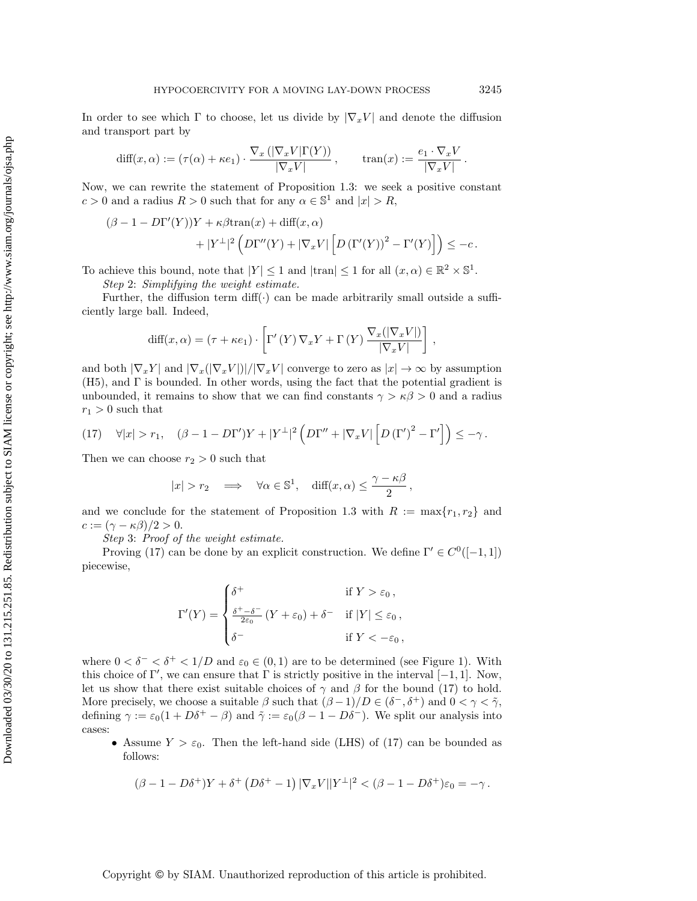In order to see which $\Gamma$ to choose, let us divide by $|\nabla_x V|$ and denote the diffusion and transport part by

$$\operatorname{diff}(x,\alpha) := (\tau(\alpha) + \kappa e_1) \cdot \frac{\nabla_x (|\nabla_x V| \Gamma(Y))}{|\nabla_x V|}\,, \qquad \operatorname{tran}(x) := \frac{e_1 \cdot \nabla_x V}{|\nabla_x V|}\,.$$

Now, we can rewrite the statement of Proposition 1.3: we seek a positive constant $c > 0$ and a radius $R > 0$ such that for any $\alpha \in \mathbb{S}^1$ and $|x| > R$,

$$(\beta - 1 - D\Gamma'(Y))Y + \kappa\beta \operatorname{tran}(x) + \operatorname{diff}(x,\alpha) \\ + |Y^\perp|^2 \left( D\Gamma''(Y) + |\nabla_x V| \left[ D\left(\Gamma'(Y)\right)^2 - \Gamma'(Y) \right] \right) \leq -c\,.$$

To achieve this bound, note that $|Y| \leq 1$ and $|\operatorname{tran}| \leq 1$ for all $(x,\alpha) \in \mathbb{R}^2 \times \mathbb{S}^1$.

*Step* 2: *Simplifying the weight estimate.*

Further, the diffusion term $\operatorname{diff}(\cdot)$ can be made arbitrarily small outside a sufficiently large ball. Indeed,

$$\operatorname{diff}(x,\alpha) = (\tau + \kappa e_1) \cdot \left[ \Gamma'(Y) \nabla_x Y + \Gamma(Y) \frac{\nabla_x (|\nabla_x V|)}{|\nabla_x V|} \right],$$

and both $|\nabla_x Y|$ and $|\nabla_x (|\nabla_x V|)|/|\nabla_x V|$ converge to zero as $|x| \to \infty$ by assumption (H5), and $\Gamma$ is bounded. In other words, using the fact that the potential gradient is unbounded, it remains to show that we can find constants $\gamma > \kappa\beta > 0$ and a radius $r_1 > 0$ such that

$$\forall |x| > r_1, \quad (\beta - 1 - D\Gamma')Y + |Y^\perp|^2 \left( D\Gamma'' + |\nabla_x V| \left[ D\left(\Gamma'\right)^2 - \Gamma' \right] \right) \leq -\gamma\,. \tag{17}$$

Then we can choose $r_2 > 0$ such that

$$|x| > r_2 \quad \Longrightarrow \quad \forall \alpha \in \mathbb{S}^1, \quad \operatorname{diff}(x,\alpha) \leq \frac{\gamma - \kappa\beta}{2}\,,$$

and we conclude for the statement of Proposition 1.3 with $R := \max\{r_1, r_2\}$ and $c := (\gamma - \kappa\beta)/2 > 0$.

*Step* 3: *Proof of the weight estimate.*

Proving (17) can be done by an explicit construction. We define $\Gamma' \in C^0([-1,1])$ piecewise,

$$\Gamma'(Y) = \begin{cases} \delta^+ & \text{if } Y > \varepsilon_0\,, \\ \frac{\delta^+ - \delta^-}{2\varepsilon_0}(Y + \varepsilon_0) + \delta^- & \text{if } |Y| \leq \varepsilon_0\,, \\ \delta^- & \text{if } Y < -\varepsilon_0\,, \end{cases}$$

where $0 < \delta^- < \delta^+ < 1/D$ and $\varepsilon_0 \in (0,1)$ are to be determined (see Figure 1). With this choice of $\Gamma'$, we can ensure that $\Gamma$ is strictly positive in the interval $[-1,1]$. Now, let us show that there exist suitable choices of $\gamma$ and $\beta$ for the bound (17) to hold. More precisely, we choose a suitable $\beta$ such that $(\beta-1)/D \in (\delta^-, \delta^+)$ and $0 < \gamma < \tilde{\gamma}$, defining $\gamma := \varepsilon_0(1 + D\delta^+ - \beta)$ and $\tilde{\gamma} := \varepsilon_0(\beta - 1 - D\delta^-)$. We split our analysis into cases:

- Assume $Y > \varepsilon_0$. Then the left-hand side (LHS) of (17) can be bounded as follows:

$$(\beta - 1 - D\delta^+)Y + \delta^+\left(D\delta^+ - 1\right)|\nabla_x V||Y^\perp|^2 < (\beta - 1 - D\delta^+)\varepsilon_0 = -\gamma\,.$$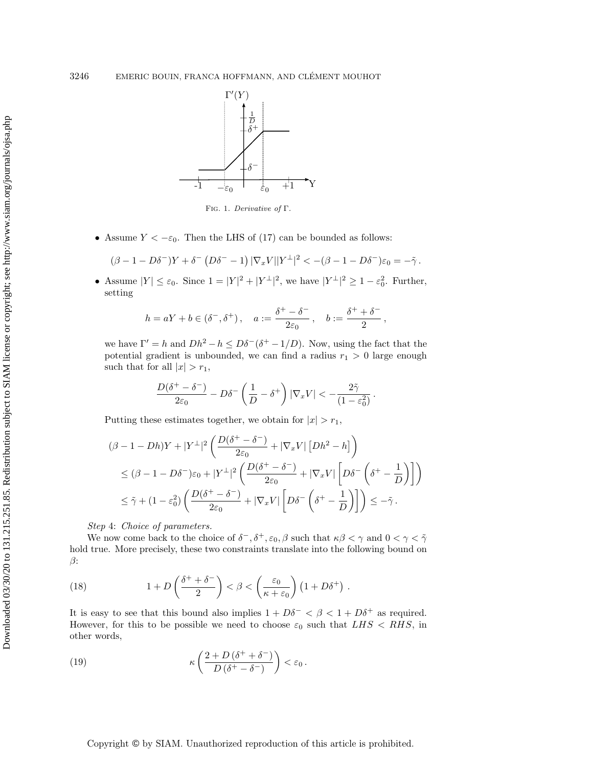Fig. 1. *Derivative of* $\Gamma$.

- Assume $Y < -\varepsilon_0$. Then the LHS of (17) can be bounded as follows:

$$(\beta - 1 - D\delta^-)Y + \delta^- \left(D\delta^- - 1\right) |\nabla_x V||Y^\perp|^2 < -(\beta - 1 - D\delta^-)\varepsilon_0 = -\tilde{\gamma}\,.$$

- Assume $|Y| \le \varepsilon_0$. Since $1 = |Y|^2 + |Y^\perp|^2$, we have $|Y^\perp|^2 \ge 1 - \varepsilon_0^2$. Further, setting

$$h = aY + b \in (\delta^-, \delta^+)\,, \quad a := \frac{\delta^+ - \delta^-}{2\varepsilon_0}\,, \quad b := \frac{\delta^+ + \delta^-}{2}\,,$$

we have $\Gamma' = h$ and $Dh^2 - h \le D\delta^-(\delta^+ - 1/D)$. Now, using the fact that the potential gradient is unbounded, we can find a radius $r_1 > 0$ large enough such that for all $|x| > r_1$,

$$\frac{D(\delta^+ - \delta^-)}{2\varepsilon_0} - D\delta^- \left(\frac{1}{D} - \delta^+\right) |\nabla_x V| < -\frac{2\tilde{\gamma}}{(1 - \varepsilon_0^2)}\,.$$

Putting these estimates together, we obtain for $|x| > r_1$,

$$\begin{aligned}
&(\beta - 1 - Dh)Y + |Y^\perp|^2 \left(\frac{D(\delta^+ - \delta^-)}{2\varepsilon_0} + |\nabla_x V| \left[Dh^2 - h\right]\right) \\
&\quad \le (\beta - 1 - D\delta^-)\varepsilon_0 + |Y^\perp|^2 \left(\frac{D(\delta^+ - \delta^-)}{2\varepsilon_0} + |\nabla_x V| \left[D\delta^- \left(\delta^+ - \frac{1}{D}\right)\right]\right) \\
&\quad \le \tilde{\gamma} + (1 - \varepsilon_0^2) \left(\frac{D(\delta^+ - \delta^-)}{2\varepsilon_0} + |\nabla_x V| \left[D\delta^- \left(\delta^+ - \frac{1}{D}\right)\right]\right) \le -\tilde{\gamma}\,.
\end{aligned}$$

*Step* 4: *Choice of parameters.*

We now come back to the choice of $\delta^-, \delta^+, \varepsilon_0, \beta$ such that $\kappa\beta < \gamma$ and $0 < \gamma < \tilde{\gamma}$ hold true. More precisely, these two constraints translate into the following bound on $\beta$:

$$1 + D\left(\frac{\delta^+ + \delta^-}{2}\right) < \beta < \left(\frac{\varepsilon_0}{\kappa + \varepsilon_0}\right)\left(1 + D\delta^+\right)\,. \tag{18}$$

It is easy to see that this bound also implies $1 + D\delta^- < \beta < 1 + D\delta^+$ as required. However, for this to be possible we need to choose $\varepsilon_0$ such that $LHS < RHS$, in other words,

$$\kappa\left(\frac{2 + D\left(\delta^+ + \delta^-\right)}{D\left(\delta^+ - \delta^-\right)}\right) < \varepsilon_0\,. \tag{19}$$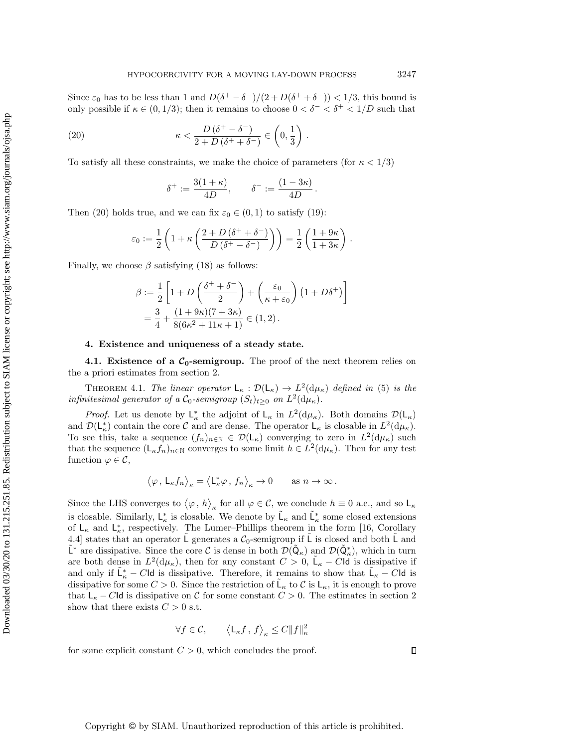Since $\varepsilon_0$ has to be less than 1 and $D(\delta^+ - \delta^-)/(2 + D(\delta^+ + \delta^-)) < 1/3$, this bound is only possible if $\kappa \in (0, 1/3)$; then it remains to choose $0 < \delta^- < \delta^+ < 1/D$ such that

$$\kappa < \frac{D\left(\delta^+ - \delta^-\right)}{2 + D\left(\delta^+ + \delta^-\right)} \in \left(0, \frac{1}{3}\right). \tag{20}$$

To satisfy all these constraints, we make the choice of parameters (for $\kappa < 1/3$)

$$\delta^+ := \frac{3(1+\kappa)}{4D}, \qquad \delta^- := \frac{(1-3\kappa)}{4D}.$$

Then (20) holds true, and we can fix $\varepsilon_0 \in (0,1)$ to satisfy (19):

$$\varepsilon_0 := \frac{1}{2}\left(1 + \kappa\left(\frac{2 + D\left(\delta^+ + \delta^-\right)}{D\left(\delta^+ - \delta^-\right)}\right)\right) = \frac{1}{2}\left(\frac{1+9\kappa}{1+3\kappa}\right).$$

Finally, we choose $\beta$ satisfying (18) as follows:

$$\begin{aligned}
\beta &:= \frac{1}{2}\left[1 + D\left(\frac{\delta^+ + \delta^-}{2}\right) + \left(\frac{\varepsilon_0}{\kappa + \varepsilon_0}\right)\left(1 + D\delta^+\right)\right] \\
&= \frac{3}{4} + \frac{(1+9\kappa)(7+3\kappa)}{8(6\kappa^2 + 11\kappa + 1)} \in (1, 2).
\end{aligned}$$

## 4. Existence and uniqueness of a steady state.

### 4.1. Existence of a $\mathcal{C}_0$-semigroup.

The proof of the next theorem relies on the a priori estimates from section 2.

Theorem 4.1. *The linear operator $\mathsf{L}_\kappa : \mathcal{D}(\mathsf{L}_\kappa) \to L^2(\mathrm{d}\mu_\kappa)$ defined in (5) is the infinitesimal generator of a $\mathcal{C}_0$-semigroup $(S_t)_{t \geq 0}$ on $L^2(\mathrm{d}\mu_\kappa)$.*

*Proof.* Let us denote by $\mathsf{L}_\kappa^*$ the adjoint of $\mathsf{L}_\kappa$ in $L^2(\mathrm{d}\mu_\kappa)$. Both domains $\mathcal{D}(\mathsf{L}_\kappa)$ and $\mathcal{D}(\mathsf{L}_\kappa^*)$ contain the core $\mathcal{C}$ and are dense. The operator $\mathsf{L}_\kappa$ is closable in $L^2(\mathrm{d}\mu_\kappa)$. To see this, take a sequence $(f_n)_{n\in\mathbb{N}} \in \mathcal{D}(\mathsf{L}_\kappa)$ converging to zero in $L^2(\mathrm{d}\mu_\kappa)$ such that the sequence $(\mathsf{L}_\kappa f_n)_{n\in\mathbb{N}}$ converges to some limit $h \in L^2(\mathrm{d}\mu_\kappa)$. Then for any test function $\varphi \in \mathcal{C}$,

$$\left\langle \varphi\,,\, \mathsf{L}_\kappa f_n \right\rangle_\kappa = \left\langle \mathsf{L}_\kappa^* \varphi\,,\, f_n \right\rangle_\kappa \to 0 \qquad \text{as } n \to \infty\,.$$

Since the LHS converges to $\left\langle \varphi\,,\, h \right\rangle_\kappa$ for all $\varphi \in \mathcal{C}$, we conclude $h \equiv 0$ a.e., and so $\mathsf{L}_\kappa$ is closable. Similarly, $\mathsf{L}_\kappa^*$ is closable. We denote by $\tilde{\mathsf{L}}_\kappa$ and $\tilde{\mathsf{L}}_\kappa^*$ some closed extensions of $\mathsf{L}_\kappa$ and $\mathsf{L}_\kappa^*$, respectively. The Lumer–Phillips theorem in the form [16, Corollary 4.4] states that an operator $\tilde{\mathsf{L}}$ generates a $\mathcal{C}_0$-semigroup if $\tilde{\mathsf{L}}$ is closed and both $\tilde{\mathsf{L}}$ and $\tilde{\mathsf{L}}^*$ are dissipative. Since the core $\mathcal{C}$ is dense in both $\mathcal{D}(\tilde{\mathsf{Q}}_\kappa)$ and $\mathcal{D}(\tilde{\mathsf{Q}}_\kappa^*)$, which in turn are both dense in $L^2(\mathrm{d}\mu_\kappa)$, then for any constant $C > 0$, $\tilde{\mathsf{L}}_\kappa - C\mathsf{Id}$ is dissipative if and only if $\tilde{\mathsf{L}}_\kappa^* - C\mathsf{Id}$ is dissipative. Therefore, it remains to show that $\tilde{\mathsf{L}}_\kappa - C\mathsf{Id}$ is dissipative for some $C > 0$. Since the restriction of $\tilde{\mathsf{L}}_\kappa$ to $\mathcal{C}$ is $\mathsf{L}_\kappa$, it is enough to prove that $\mathsf{L}_\kappa - C\mathsf{Id}$ is dissipative on $\mathcal{C}$ for some constant $C > 0$. The estimates in section 2 show that there exists $C > 0$ s.t.

$$\forall f \in \mathcal{C}, \qquad \left\langle \mathsf{L}_\kappa f\,,\, f \right\rangle_\kappa \leq C\|f\|_\kappa^2$$

for some explicit constant $C > 0$, which concludes the proof. $\square$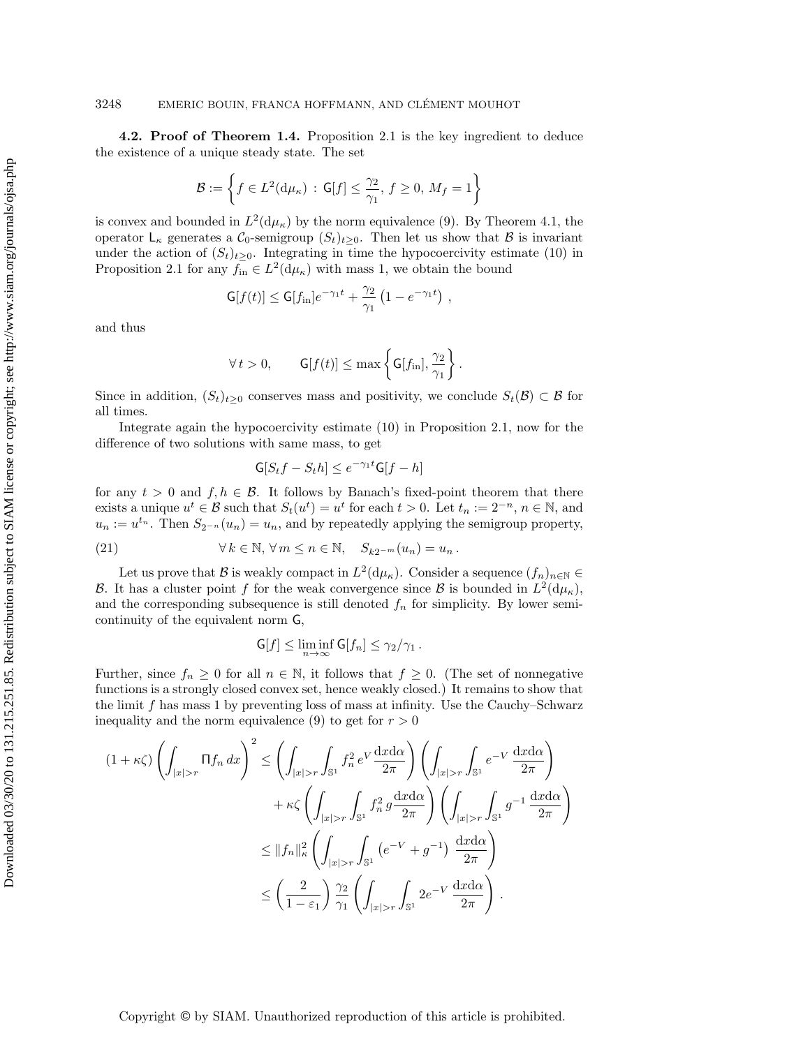**4.2. Proof of Theorem 1.4.** Proposition 2.1 is the key ingredient to deduce the existence of a unique steady state. The set

$$\mathcal{B} := \left\{ f \in L^2(\mathrm{d}\mu_\kappa) \,:\, \mathsf{G}[f] \leq \frac{\gamma_2}{\gamma_1},\ f \geq 0,\ M_f = 1 \right\}$$

is convex and bounded in $L^2(\mathrm{d}\mu_\kappa)$ by the norm equivalence (9). By Theorem 4.1, the operator $\mathsf{L}_\kappa$ generates a $\mathcal{C}_0$-semigroup $(S_t)_{t\geq 0}$. Then let us show that $\mathcal{B}$ is invariant under the action of $(S_t)_{t\geq 0}$. Integrating in time the hypocoercivity estimate (10) in Proposition 2.1 for any $f_{\mathrm{in}} \in L^2(\mathrm{d}\mu_\kappa)$ with mass 1, we obtain the bound

$$\mathsf{G}[f(t)] \leq \mathsf{G}[f_{\mathrm{in}}] e^{-\gamma_1 t} + \frac{\gamma_2}{\gamma_1}\left(1 - e^{-\gamma_1 t}\right),$$

and thus

$$\forall\, t > 0, \qquad \mathsf{G}[f(t)] \leq \max\left\{ \mathsf{G}[f_{\mathrm{in}}], \frac{\gamma_2}{\gamma_1} \right\}.$$

Since in addition, $(S_t)_{t\geq 0}$ conserves mass and positivity, we conclude $S_t(\mathcal{B}) \subset \mathcal{B}$ for all times.

Integrate again the hypocoercivity estimate (10) in Proposition 2.1, now for the difference of two solutions with same mass, to get

$$\mathsf{G}[S_t f - S_t h] \leq e^{-\gamma_1 t} \mathsf{G}[f - h]$$

for any $t > 0$ and $f, h \in \mathcal{B}$. It follows by Banach's fixed-point theorem that there exists a unique $u^t \in \mathcal{B}$ such that $S_t(u^t) = u^t$ for each $t > 0$. Let $t_n := 2^{-n}$, $n \in \mathbb{N}$, and $u_n := u^{t_n}$. Then $S_{2^{-n}}(u_n) = u_n$, and by repeatedly applying the semigroup property,

$$\forall\, k \in \mathbb{N},\ \forall\, m \leq n \in \mathbb{N}, \quad S_{k2^{-m}}(u_n) = u_n\,. \tag{21}$$

Let us prove that $\mathcal{B}$ is weakly compact in $L^2(\mathrm{d}\mu_\kappa)$. Consider a sequence $(f_n)_{n\in\mathbb{N}} \in \mathcal{B}$. It has a cluster point $f$ for the weak convergence since $\mathcal{B}$ is bounded in $L^2(\mathrm{d}\mu_\kappa)$, and the corresponding subsequence is still denoted $f_n$ for simplicity. By lower semicontinuity of the equivalent norm $\mathsf{G}$,

$$\mathsf{G}[f] \leq \liminf_{n\to\infty} \mathsf{G}[f_n] \leq \gamma_2/\gamma_1\,.$$

Further, since $f_n \geq 0$ for all $n \in \mathbb{N}$, it follows that $f \geq 0$. (The set of nonnegative functions is a strongly closed convex set, hence weakly closed.) It remains to show that the limit $f$ has mass 1 by preventing loss of mass at infinity. Use the Cauchy–Schwarz inequality and the norm equivalence (9) to get for $r > 0$

$$\begin{aligned}
(1+\kappa\zeta)\left(\int_{|x|>r} \Pi f_n \, dx\right)^2 &\leq \left(\int_{|x|>r}\int_{\mathbb{S}^1} f_n^2\, e^V \frac{\mathrm{d}x\mathrm{d}\alpha}{2\pi}\right)\left(\int_{|x|>r}\int_{\mathbb{S}^1} e^{-V}\,\frac{\mathrm{d}x\mathrm{d}\alpha}{2\pi}\right) \\
&\quad + \kappa\zeta\left(\int_{|x|>r}\int_{\mathbb{S}^1} f_n^2\, g \frac{\mathrm{d}x\mathrm{d}\alpha}{2\pi}\right)\left(\int_{|x|>r}\int_{\mathbb{S}^1} g^{-1}\,\frac{\mathrm{d}x\mathrm{d}\alpha}{2\pi}\right) \\
&\leq \|f_n\|_\kappa^2 \left(\int_{|x|>r}\int_{\mathbb{S}^1} \left(e^{-V} + g^{-1}\right)\,\frac{\mathrm{d}x\mathrm{d}\alpha}{2\pi}\right) \\
&\leq \left(\frac{2}{1-\varepsilon_1}\right)\frac{\gamma_2}{\gamma_1}\left(\int_{|x|>r}\int_{\mathbb{S}^1} 2e^{-V}\,\frac{\mathrm{d}x\mathrm{d}\alpha}{2\pi}\right).
\end{aligned}$$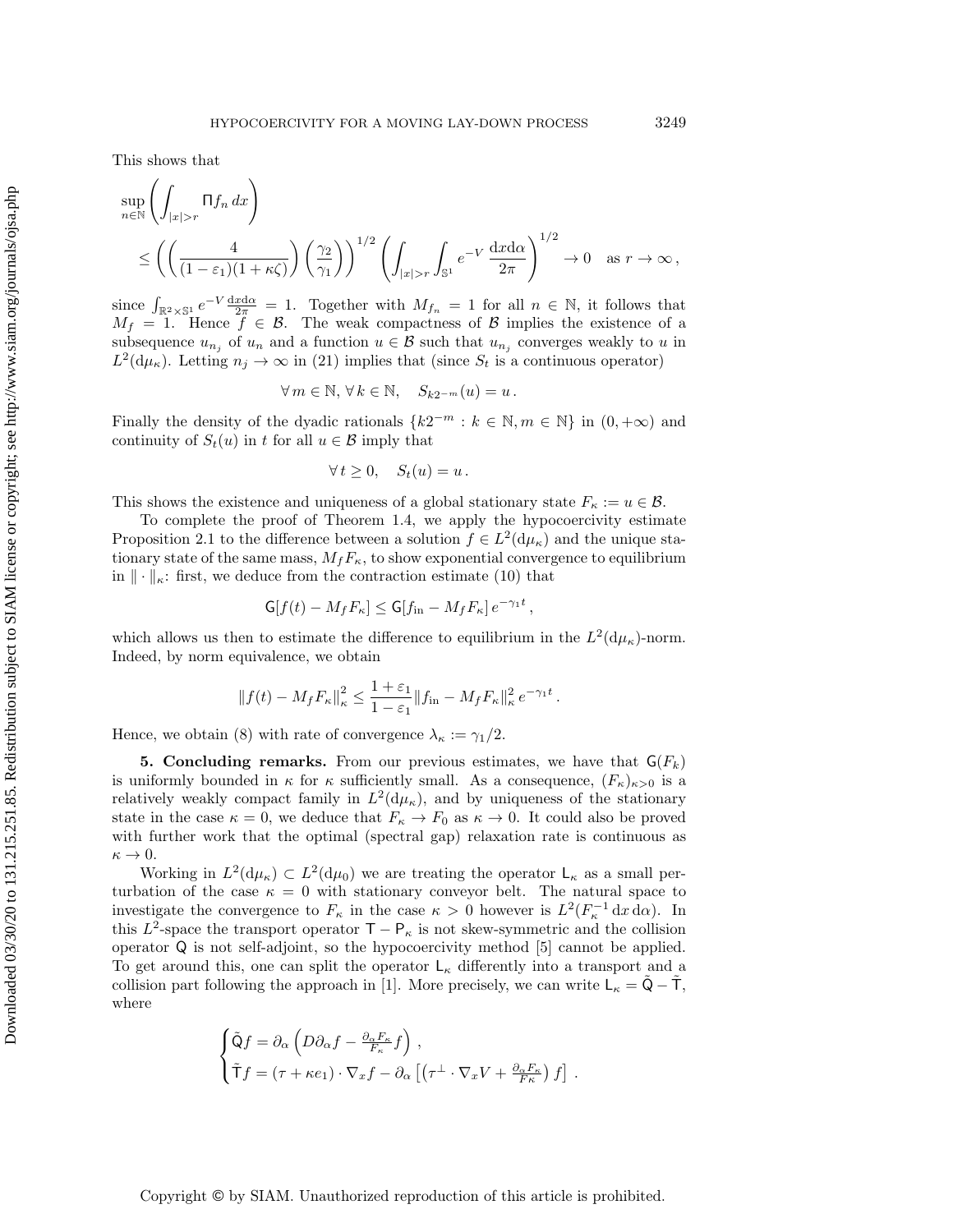This shows that

$$
\sup_{n\in\mathbb{N}} \left( \int_{|x|>r} \Pi f_n \, dx \right) \\
\le \left( \left( \frac{4}{(1-\varepsilon_1)(1+\kappa\zeta)} \right) \left( \frac{\gamma_2}{\gamma_1} \right) \right)^{1/2} \left( \int_{|x|>r} \int_{\mathbb{S}^1} e^{-V} \, \frac{\mathrm{d}x \mathrm{d}\alpha}{2\pi} \right)^{1/2} \to 0 \quad \text{as } r \to \infty \, ,
$$

since $\int_{\mathbb{R}^2\times\mathbb{S}^1} e^{-V} \frac{\mathrm{d}x\mathrm{d}\alpha}{2\pi} = 1$. Together with $M_{f_n} = 1$ for all $n \in \mathbb{N}$, it follows that $M_f = 1$. Hence $f \in \mathcal{B}$. The weak compactness of $\mathcal{B}$ implies the existence of a subsequence $u_{n_j}$ of $u_n$ and a function $u \in \mathcal{B}$ such that $u_{n_j}$ converges weakly to $u$ in $L^2(\mathrm{d}\mu_\kappa)$. Letting $n_j \to \infty$ in (21) implies that (since $S_t$ is a continuous operator)

$$
\forall\, m \in \mathbb{N},\ \forall\, k \in \mathbb{N}, \quad S_{k2^{-m}}(u) = u \, .
$$

Finally the density of the dyadic rationals $\{k2^{-m} : k \in \mathbb{N}, m \in \mathbb{N}\}$ in $(0, +\infty)$ and continuity of $S_t(u)$ in $t$ for all $u \in \mathcal{B}$ imply that

$$
\forall\, t \ge 0, \quad S_t(u) = u \, .
$$

This shows the existence and uniqueness of a global stationary state $F_\kappa := u \in \mathcal{B}$.

To complete the proof of Theorem 1.4, we apply the hypocoercivity estimate Proposition 2.1 to the difference between a solution $f \in L^2(\mathrm{d}\mu_\kappa)$ and the unique stationary state of the same mass, $M_f F_\kappa$, to show exponential convergence to equilibrium in $\|\cdot\|_\kappa$: first, we deduce from the contraction estimate (10) that

$$
\mathsf{G}[f(t) - M_f F_\kappa] \le \mathsf{G}[f_{\mathrm{in}} - M_f F_\kappa] \, e^{-\gamma_1 t} \, ,
$$

which allows us then to estimate the difference to equilibrium in the $L^2(\mathrm{d}\mu_\kappa)$-norm. Indeed, by norm equivalence, we obtain

$$
\|f(t) - M_f F_\kappa\|_\kappa^2 \le \frac{1+\varepsilon_1}{1-\varepsilon_1} \|f_{\mathrm{in}} - M_f F_\kappa\|_\kappa^2 \, e^{-\gamma_1 t} \, .
$$

Hence, we obtain (8) with rate of convergence $\lambda_\kappa := \gamma_1/2$.

## 5. Concluding remarks.

From our previous estimates, we have that $\mathsf{G}(F_k)$ is uniformly bounded in $\kappa$ for $\kappa$ sufficiently small. As a consequence, $(F_\kappa)_{\kappa>0}$ is a relatively weakly compact family in $L^2(\mathrm{d}\mu_\kappa)$, and by uniqueness of the stationary state in the case $\kappa = 0$, we deduce that $F_\kappa \to F_0$ as $\kappa \to 0$. It could also be proved with further work that the optimal (spectral gap) relaxation rate is continuous as $\kappa \to 0$.

Working in $L^2(\mathrm{d}\mu_\kappa) \subset L^2(\mathrm{d}\mu_0)$ we are treating the operator $\mathsf{L}_\kappa$ as a small perturbation of the case $\kappa = 0$ with stationary conveyor belt. The natural space to investigate the convergence to $F_\kappa$ in the case $\kappa > 0$ however is $L^2(F_\kappa^{-1} \, \mathrm{d}x \, \mathrm{d}\alpha)$. In this $L^2$-space the transport operator $\mathsf{T} - \mathsf{P}_\kappa$ is not skew-symmetric and the collision operator $\mathsf{Q}$ is not self-adjoint, so the hypocoercivity method [5] cannot be applied. To get around this, one can split the operator $\mathsf{L}_\kappa$ differently into a transport and a collision part following the approach in [1]. More precisely, we can write $\mathsf{L}_\kappa = \tilde{\mathsf{Q}} - \tilde{\mathsf{T}}$, where

$$
\begin{cases}
\tilde{\mathsf{Q}} f = \partial_\alpha \left( D \partial_\alpha f - \frac{\partial_\alpha F_\kappa}{F_\kappa} f \right) \, , \\
\tilde{\mathsf{T}} f = (\tau + \kappa e_1) \cdot \nabla_x f - \partial_\alpha \left[ \left( \tau^\perp \cdot \nabla_x V + \frac{\partial_\alpha F_\kappa}{F_\kappa} \right) f \right] \, .
\end{cases}
$$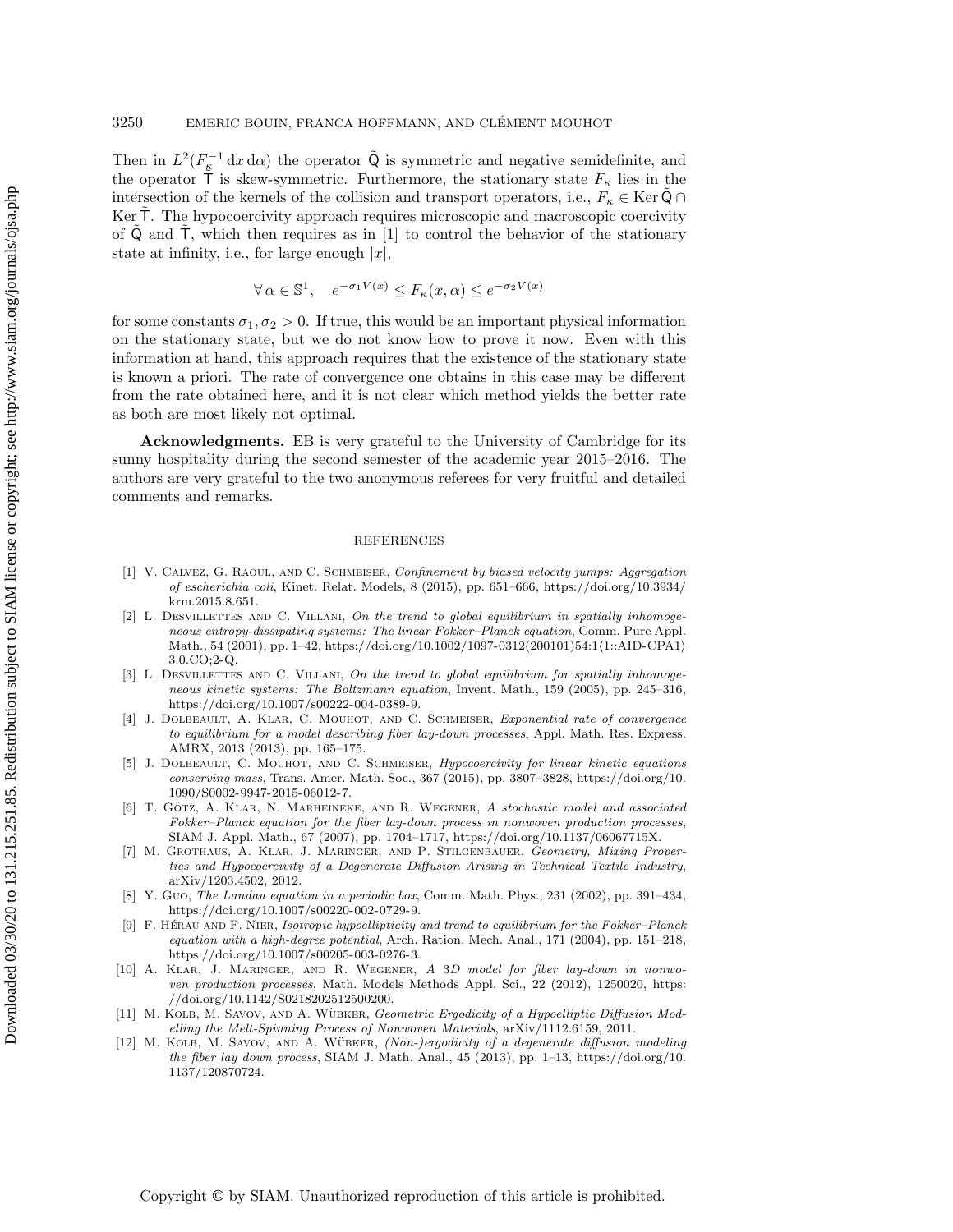Then in $L^2(F_{\kappa}^{-1}\,\mathrm{d}x\,\mathrm{d}\alpha)$ the operator $\tilde{\mathsf{Q}}$ is symmetric and negative semidefinite, and the operator $\tilde{\mathsf{T}}$ is skew-symmetric. Furthermore, the stationary state $F_\kappa$ lies in the intersection of the kernels of the collision and transport operators, i.e., $F_\kappa \in \operatorname{Ker} \tilde{\mathsf{Q}} \cap \operatorname{Ker} \tilde{\mathsf{T}}$. The hypocoercivity approach requires microscopic and macroscopic coercivity of $\tilde{\mathsf{Q}}$ and $\tilde{\mathsf{T}}$, which then requires as in [1] to control the behavior of the stationary state at infinity, i.e., for large enough $|x|$,

$$\forall\, \alpha \in \mathbb{S}^1, \quad e^{-\sigma_1 V(x)} \leq F_\kappa(x, \alpha) \leq e^{-\sigma_2 V(x)}$$

for some constants $\sigma_1, \sigma_2 > 0$. If true, this would be an important physical information on the stationary state, but we do not know how to prove it now. Even with this information at hand, this approach requires that the existence of the stationary state is known a priori. The rate of convergence one obtains in this case may be different from the rate obtained here, and it is not clear which method yields the better rate as both are most likely not optimal.

**Acknowledgments.** EB is very grateful to the University of Cambridge for its sunny hospitality during the second semester of the academic year 2015–2016. The authors are very grateful to the two anonymous referees for very fruitful and detailed comments and remarks.

## REFERENCES

[1] V. Calvez, G. Raoul, and C. Schmeiser, *Confinement by biased velocity jumps: Aggregation of escherichia coli*, Kinet. Relat. Models, 8 (2015), pp. 651–666, https://doi.org/10.3934/krm.2015.8.651.

[2] L. Desvillettes and C. Villani, *On the trend to global equilibrium in spatially inhomogeneous entropy-dissipating systems: The linear Fokker–Planck equation*, Comm. Pure Appl. Math., 54 (2001), pp. 1–42, https://doi.org/10.1002/1097-0312(200101)54:1⟨1::AID-CPA1⟩3.0.CO;2-Q.

[3] L. Desvillettes and C. Villani, *On the trend to global equilibrium for spatially inhomogeneous kinetic systems: The Boltzmann equation*, Invent. Math., 159 (2005), pp. 245–316, https://doi.org/10.1007/s00222-004-0389-9.

[4] J. Dolbeault, A. Klar, C. Mouhot, and C. Schmeiser, *Exponential rate of convergence to equilibrium for a model describing fiber lay-down processes*, Appl. Math. Res. Express. AMRX, 2013 (2013), pp. 165–175.

[5] J. Dolbeault, C. Mouhot, and C. Schmeiser, *Hypocoercivity for linear kinetic equations conserving mass*, Trans. Amer. Math. Soc., 367 (2015), pp. 3807–3828, https://doi.org/10.1090/S0002-9947-2015-06012-7.

[6] T. Götz, A. Klar, N. Marheineke, and R. Wegener, *A stochastic model and associated Fokker–Planck equation for the fiber lay-down process in nonwoven production processes*, SIAM J. Appl. Math., 67 (2007), pp. 1704–1717, https://doi.org/10.1137/06067715X.

[7] M. Grothaus, A. Klar, J. Maringer, and P. Stilgenbauer, *Geometry, Mixing Properties and Hypocoercivity of a Degenerate Diffusion Arising in Technical Textile Industry*, arXiv/1203.4502, 2012.

[8] Y. Guo, *The Landau equation in a periodic box*, Comm. Math. Phys., 231 (2002), pp. 391–434, https://doi.org/10.1007/s00220-002-0729-9.

[9] F. Hérau and F. Nier, *Isotropic hypoellipticity and trend to equilibrium for the Fokker–Planck equation with a high-degree potential*, Arch. Ration. Mech. Anal., 171 (2004), pp. 151–218, https://doi.org/10.1007/s00205-003-0276-3.

[10] A. Klar, J. Maringer, and R. Wegener, *A 3D model for fiber lay-down in nonwoven production processes*, Math. Models Methods Appl. Sci., 22 (2012), 1250020, https://doi.org/10.1142/S0218202512500200.

[11] M. Kolb, M. Savov, and A. Wübker, *Geometric Ergodicity of a Hypoelliptic Diffusion Modelling the Melt-Spinning Process of Nonwoven Materials*, arXiv/1112.6159, 2011.

[12] M. Kolb, M. Savov, and A. Wübker, *(Non-)ergodicity of a degenerate diffusion modeling the fiber lay down process*, SIAM J. Math. Anal., 45 (2013), pp. 1–13, https://doi.org/10.1137/120870724.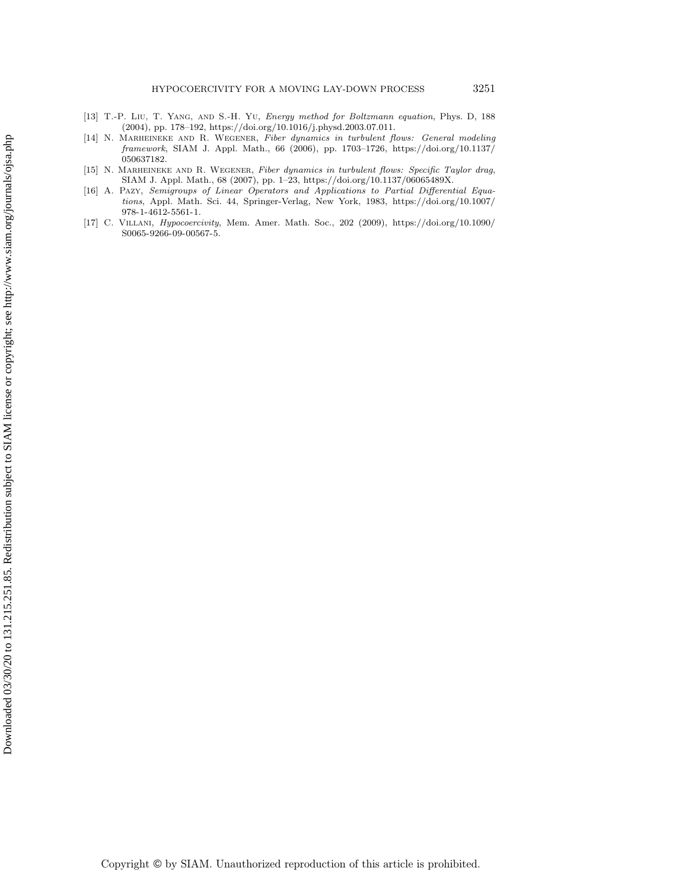[13] T.-P. Liu, T. Yang, and S.-H. Yu, *Energy method for Boltzmann equation*, Phys. D, 188 (2004), pp. 178–192, https://doi.org/10.1016/j.physd.2003.07.011.

[14] N. Marheineke and R. Wegener, *Fiber dynamics in turbulent flows: General modeling framework*, SIAM J. Appl. Math., 66 (2006), pp. 1703–1726, https://doi.org/10.1137/050637182.

[15] N. Marheineke and R. Wegener, *Fiber dynamics in turbulent flows: Specific Taylor drag*, SIAM J. Appl. Math., 68 (2007), pp. 1–23, https://doi.org/10.1137/06065489X.

[16] A. Pazy, *Semigroups of Linear Operators and Applications to Partial Differential Equations*, Appl. Math. Sci. 44, Springer-Verlag, New York, 1983, https://doi.org/10.1007/978-1-4612-5561-1.

[17] C. Villani, *Hypocoercivity*, Mem. Amer. Math. Soc., 202 (2009), https://doi.org/10.1090/S0065-9266-09-00567-5.